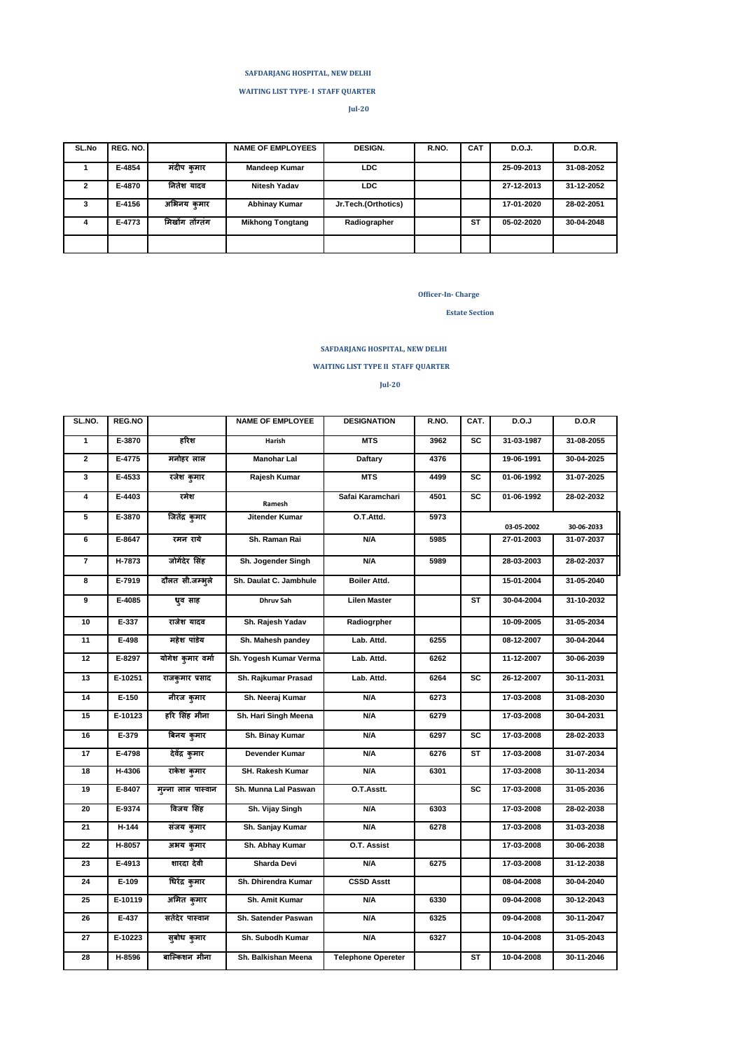**SAFDARJANG HOSPITAL, NEW DELHI**

**WAITING LIST TYPE- I STAFF QUARTER**

**Jul-20**

| SL.No | REG. NO. | | NAME OF EMPLOYEES | DESIGN. | R.NO. | CAT | D.O.J. | D.O.R. |
|---|---|---|---|---|---|---|---|---|
| 1 | E-4854 | मंदीप कुमार | Mandeep Kumar | LDC | | | 25-09-2013 | 31-08-2052 |
| 2 | E-4870 | नितेश यादव | Nitesh Yadav | LDC | | | 27-12-2013 | 31-12-2052 |
| 3 | E-4156 | अभिनय कुमार | Abhinay Kumar | Jr.Tech.(Orthotics) | | | 17-01-2020 | 28-02-2051 |
| 4 | E-4773 | मिखोंग तोंग्तंग | Mikhong Tongtang | Radiographer | | ST | 05-02-2020 | 30-04-2048 |
| | | | | | | | | |

**Officer-In- Charge**

**Estate Section**

**SAFDARJANG HOSPITAL, NEW DELHI**

**WAITING LIST TYPE II STAFF QUARTER**

**Jul-20**

| SL.NO. | REG.NO | | NAME OF EMPLOYEE | DESIGNATION | R.NO. | CAT. | D.O.J | D.O.R |
|---|---|---|---|---|---|---|---|---|
| 1 | E-3870 | हरिश | Harish | MTS | 3962 | SC | 31-03-1987 | 31-08-2055 |
| 2 | E-4775 | मनोहर लाल | Manohar Lal | Daftary | 4376 | | 19-06-1991 | 30-04-2025 |
| 3 | E-4533 | रजेश कुमार | Rajesh Kumar | MTS | 4499 | SC | 01-06-1992 | 31-07-2025 |
| 4 | E-4403 | रमेश | Ramesh | Safai Karamchari | 4501 | SC | 01-06-1992 | 28-02-2032 |
| 5 | E-3870 | जितेंद्र कुमार | Jitender Kumar | O.T.Attd. | 5973 | | 03-05-2002 | 30-06-2033 |
| 6 | E-8647 | रमन राये | Sh. Raman Rai | N/A | 5985 | | 27-01-2003 | 31-07-2037 |
| 7 | H-7873 | जोगेंदेर सिंह | Sh. Jogender Singh | N/A | 5989 | | 28-03-2003 | 28-02-2037 |
| 8 | E-7919 | दौलत सी.जम्भुले | Sh. Daulat C. Jambhule | Boiler Attd. | | | 15-01-2004 | 31-05-2040 |
| 9 | E-4085 | ध्रुव साह | Dhruv Sah | Lilen Master | | ST | 30-04-2004 | 31-10-2032 |
| 10 | E-337 | राजेश यादव | Sh. Rajesh Yadav | Radiogrpher | | | 10-09-2005 | 31-05-2034 |
| 11 | E-498 | महेश पांडेय | Sh. Mahesh pandey | Lab. Attd. | 6255 | | 08-12-2007 | 30-04-2044 |
| 12 | E-8297 | योगेश कुमार वर्मा | Sh. Yogesh Kumar Verma | Lab. Attd. | 6262 | | 11-12-2007 | 30-06-2039 |
| 13 | E-10251 | राजकुमार प्रसाद | Sh. Rajkumar Prasad | Lab. Attd. | 6264 | SC | 26-12-2007 | 30-11-2031 |
| 14 | E-150 | नीरज कुमार | Sh. Neeraj Kumar | N/A | 6273 | | 17-03-2008 | 31-08-2030 |
| 15 | E-10123 | हरि सिंह मीना | Sh. Hari Singh Meena | N/A | 6279 | | 17-03-2008 | 30-04-2031 |
| 16 | E-379 | बिनय कुमार | Sh. Binay Kumar | N/A | 6297 | SC | 17-03-2008 | 28-02-2033 |
| 17 | E-4798 | देवेंद्र कुमार | Devender Kumar | N/A | 6276 | ST | 17-03-2008 | 31-07-2034 |
| 18 | H-4306 | राकेश कुमार | SH. Rakesh Kumar | N/A | 6301 | | 17-03-2008 | 30-11-2034 |
| 19 | E-8407 | मुन्ना लाल पास्वान | Sh. Munna Lal Paswan | O.T.Asstt. | | SC | 17-03-2008 | 31-05-2036 |
| 20 | E-9374 | विजय सिंह | Sh. Vijay Singh | N/A | 6303 | | 17-03-2008 | 28-02-2038 |
| 21 | H-144 | संजय कुमार | Sh. Sanjay Kumar | N/A | 6278 | | 17-03-2008 | 31-03-2038 |
| 22 | H-8057 | अभय कुमार | Sh. Abhay Kumar | O.T. Assist | | | 17-03-2008 | 30-06-2038 |
| 23 | E-4913 | शारदा देवी | Sharda Devi | N/A | 6275 | | 17-03-2008 | 31-12-2038 |
| 24 | E-109 | धिरेंद्र कुमार | Sh. Dhirendra Kumar | CSSD Asstt | | | 08-04-2008 | 30-04-2040 |
| 25 | E-10119 | अमित कुमार | Sh. Amit Kumar | N/A | 6330 | | 09-04-2008 | 30-12-2043 |
| 26 | E-437 | सतेंदेर पास्वान | Sh. Satender Paswan | N/A | 6325 | | 09-04-2008 | 30-11-2047 |
| 27 | E-10223 | सुबोध कुमार | Sh. Subodh Kumar | N/A | 6327 | | 10-04-2008 | 31-05-2043 |
| 28 | H-8596 | बाल्किशन मीना | Sh. Balkishan Meena | Telephone Opereter | | ST | 10-04-2008 | 30-11-2046 |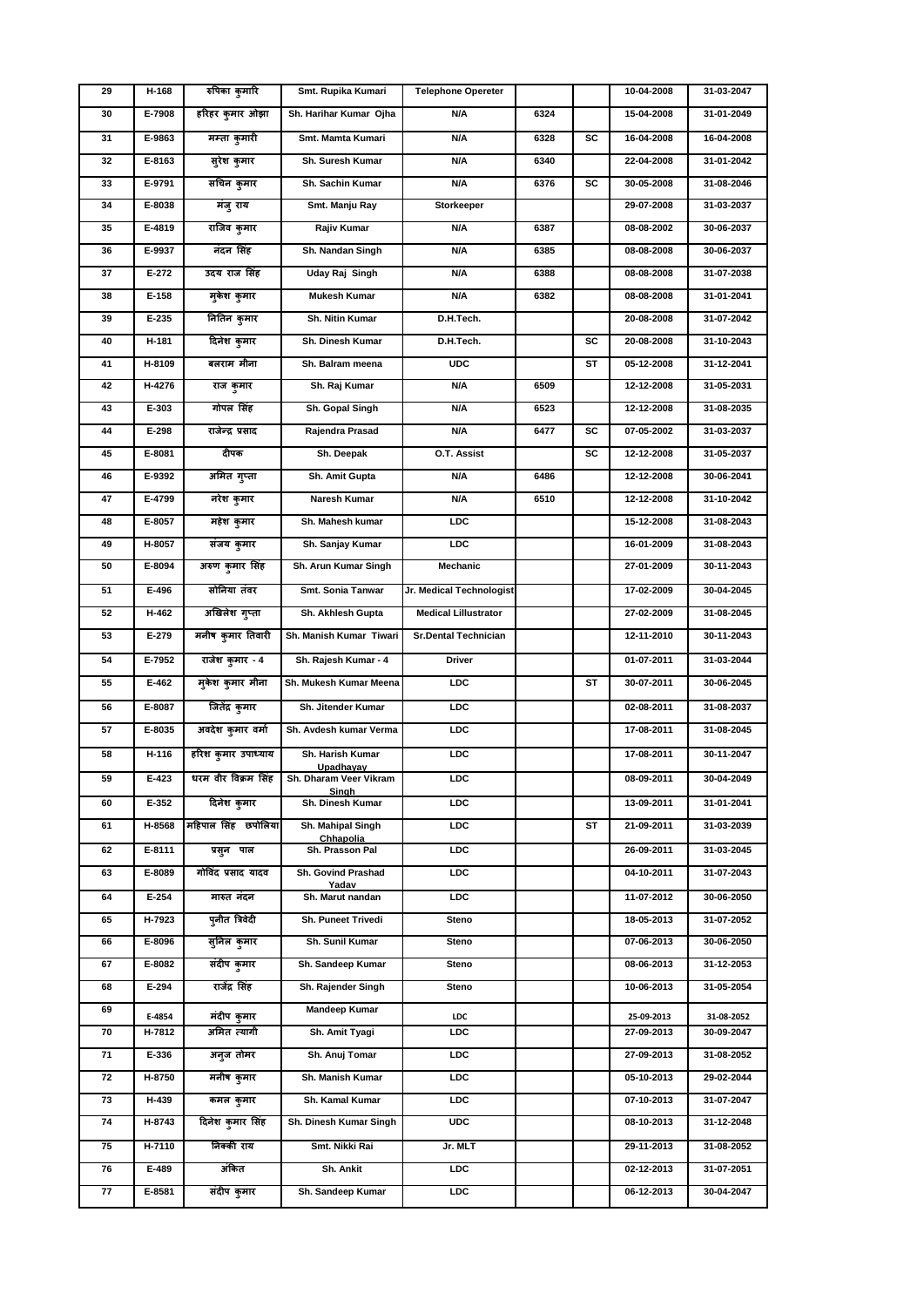| 29 | H-168 | रुपिका कुमारि | Smt. Rupika Kumari | Telephone Opereter | | | 10-04-2008 | 31-03-2047 |
|---|---|---|---|---|---|---|---|---|
| 30 | E-7908 | हरिहर कुमार ओझा | Sh. Harihar Kumar Ojha | N/A | 6324 | | 15-04-2008 | 31-01-2049 |
| 31 | E-9863 | मम्ता कुमारी | Smt. Mamta Kumari | N/A | 6328 | SC | 16-04-2008 | 16-04-2008 |
| 32 | E-8163 | सुरेश कुमार | Sh. Suresh Kumar | N/A | 6340 | | 22-04-2008 | 31-01-2042 |
| 33 | E-9791 | सचिन कुमार | Sh. Sachin Kumar | N/A | 6376 | SC | 30-05-2008 | 31-08-2046 |
| 34 | E-8038 | मंजु राय | Smt. Manju Ray | Storkeeper | | | 29-07-2008 | 31-03-2037 |
| 35 | E-4819 | राजिव कुमार | Rajiv Kumar | N/A | 6387 | | 08-08-2002 | 30-06-2037 |
| 36 | E-9937 | नंदन सिंह | Sh. Nandan Singh | N/A | 6385 | | 08-08-2008 | 30-06-2037 |
| 37 | E-272 | उदय राज सिंह | Uday Raj Singh | N/A | 6388 | | 08-08-2008 | 31-07-2038 |
| 38 | E-158 | मुकेश कुमार | Mukesh Kumar | N/A | 6382 | | 08-08-2008 | 31-01-2041 |
| 39 | E-235 | नितिन कुमार | Sh. Nitin Kumar | D.H.Tech. | | | 20-08-2008 | 31-07-2042 |
| 40 | H-181 | दिनेश कुमार | Sh. Dinesh Kumar | D.H.Tech. | | SC | 20-08-2008 | 31-10-2043 |
| 41 | H-8109 | बलराम मीना | Sh. Balram meena | UDC | | ST | 05-12-2008 | 31-12-2041 |
| 42 | H-4276 | राज कुमार | Sh. Raj Kumar | N/A | 6509 | | 12-12-2008 | 31-05-2031 |
| 43 | E-303 | गोपल सिंह | Sh. Gopal Singh | N/A | 6523 | | 12-12-2008 | 31-08-2035 |
| 44 | E-298 | राजेन्द्र प्रसाद | Rajendra Prasad | N/A | 6477 | SC | 07-05-2002 | 31-03-2037 |
| 45 | E-8081 | दीपक | Sh. Deepak | O.T. Assist | | SC | 12-12-2008 | 31-05-2037 |
| 46 | E-9392 | अमित गुप्ता | Sh. Amit Gupta | N/A | 6486 | | 12-12-2008 | 30-06-2041 |
| 47 | E-4799 | नरेश कुमार | Naresh Kumar | N/A | 6510 | | 12-12-2008 | 31-10-2042 |
| 48 | E-8057 | महेश कुमार | Sh. Mahesh kumar | LDC | | | 15-12-2008 | 31-08-2043 |
| 49 | H-8057 | संजय कुमार | Sh. Sanjay Kumar | LDC | | | 16-01-2009 | 31-08-2043 |
| 50 | E-8094 | अरुण कुमार सिंह | Sh. Arun Kumar Singh | Mechanic | | | 27-01-2009 | 30-11-2043 |
| 51 | E-496 | सोनिया तंवर | Smt. Sonia Tanwar | Jr. Medical Technologist | | | 17-02-2009 | 30-04-2045 |
| 52 | H-462 | अखिलेश गुप्ता | Sh. Akhlesh Gupta | Medical Lillustrator | | | 27-02-2009 | 31-08-2045 |
| 53 | E-279 | मनीष कुमार तिवारी | Sh. Manish Kumar Tiwari | Sr.Dental Technician | | | 12-11-2010 | 30-11-2043 |
| 54 | E-7952 | राजेश कुमार - 4 | Sh. Rajesh Kumar - 4 | Driver | | | 01-07-2011 | 31-03-2044 |
| 55 | E-462 | मुकेश कुमार मीना | Sh. Mukesh Kumar Meena | LDC | | ST | 30-07-2011 | 30-06-2045 |
| 56 | E-8087 | जितेंद्र कुमार | Sh. Jitender Kumar | LDC | | | 02-08-2011 | 31-08-2037 |
| 57 | E-8035 | अवदेश कुमार वर्मा | Sh. Avdesh kumar Verma | LDC | | | 17-08-2011 | 31-08-2045 |
| 58 | H-116 | हरिश कुमार उपाध्याय | Sh. Harish Kumar Upadhayay | LDC | | | 17-08-2011 | 30-11-2047 |
| 59 | E-423 | धरम वीर विक्रम सिंह | Sh. Dharam Veer Vikram Singh | LDC | | | 08-09-2011 | 30-04-2049 |
| 60 | E-352 | दिनेश कुमार | Sh. Dinesh Kumar | LDC | | | 13-09-2011 | 31-01-2041 |
| 61 | H-8568 | महिपाल सिंह छपोलिया | Sh. Mahipal Singh Chhapolia | LDC | | ST | 21-09-2011 | 31-03-2039 |
| 62 | E-8111 | प्रसुन पाल | Sh. Prasson Pal | LDC | | | 26-09-2011 | 31-03-2045 |
| 63 | E-8089 | गोविंद प्रसाद यादव | Sh. Govind Prashad Yadav | LDC | | | 04-10-2011 | 31-07-2043 |
| 64 | E-254 | मारुत नंदन | Sh. Marut nandan | LDC | | | 11-07-2012 | 30-06-2050 |
| 65 | H-7923 | पुनीत त्रिवेदी | Sh. Puneet Trivedi | Steno | | | 18-05-2013 | 31-07-2052 |
| 66 | E-8096 | सुनिल कुमार | Sh. Sunil Kumar | Steno | | | 07-06-2013 | 30-06-2050 |
| 67 | E-8082 | संदीप कुमार | Sh. Sandeep Kumar | Steno | | | 08-06-2013 | 31-12-2053 |
| 68 | E-294 | राजेंद्र सिंह | Sh. Rajender Singh | Steno | | | 10-06-2013 | 31-05-2054 |
| 69 | E-4854 | मंदीप कुमार | Mandeep Kumar | LDC | | | 25-09-2013 | 31-08-2052 |
| 70 | H-7812 | अमित त्यागी | Sh. Amit Tyagi | LDC | | | 27-09-2013 | 30-09-2047 |
| 71 | E-336 | अनुज तोमर | Sh. Anuj Tomar | LDC | | | 27-09-2013 | 31-08-2052 |
| 72 | H-8750 | मनीष कुमार | Sh. Manish Kumar | LDC | | | 05-10-2013 | 29-02-2044 |
| 73 | H-439 | कमल कुमार | Sh. Kamal Kumar | LDC | | | 07-10-2013 | 31-07-2047 |
| 74 | H-8743 | दिनेश कुमार सिंह | Sh. Dinesh Kumar Singh | UDC | | | 08-10-2013 | 31-12-2048 |
| 75 | H-7110 | निक्की राय | Smt. Nikki Rai | Jr. MLT | | | 29-11-2013 | 31-08-2052 |
| 76 | E-489 | अंकित | Sh. Ankit | LDC | | | 02-12-2013 | 31-07-2051 |
| 77 | E-8581 | संदीप कुमार | Sh. Sandeep Kumar | LDC | | | 06-12-2013 | 30-04-2047 |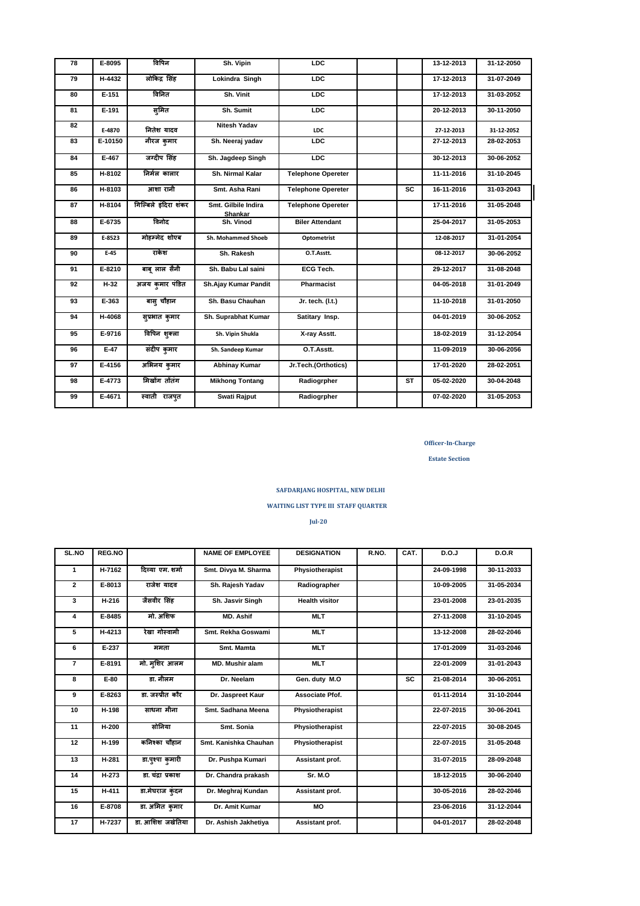| 78 | E-8095 | विपिन | Sh. Vipin | LDC | | | 13-12-2013 | 31-12-2050 |
|---|---|---|---|---|---|---|---|---|
| 79 | H-4432 | लोकिंद्र सिंह | Lokindra Singh | LDC | | | 17-12-2013 | 31-07-2049 |
| 80 | E-151 | विनित | Sh. Vinit | LDC | | | 17-12-2013 | 31-03-2052 |
| 81 | E-191 | सुमित | Sh. Sumit | LDC | | | 20-12-2013 | 30-11-2050 |
| 82 | E-4870 | नितेश यादव | Nitesh Yadav | LDC | | | 27-12-2013 | 31-12-2052 |
| 83 | E-10150 | नीरज कुमार | Sh. Neeraj yadav | LDC | | | 27-12-2013 | 28-02-2053 |
| 84 | E-467 | जग्दीप सिंह | Sh. Jagdeep Singh | LDC | | | 30-12-2013 | 30-06-2052 |
| 85 | H-8102 | निर्मल कालार | Sh. Nirmal Kalar | Telephone Opereter | | | 11-11-2016 | 31-10-2045 |
| 86 | H-8103 | आशा रानी | Smt. Asha Rani | Telephone Opereter | | SC | 16-11-2016 | 31-03-2043 |
| 87 | H-8104 | गिल्बिले इंदिरा शंकर | Smt. Gilbile Indira Shankar | Telephone Opereter | | | 17-11-2016 | 31-05-2048 |
| 88 | E-6735 | विनोद | Sh. Vinod | Biler Attendant | | | 25-04-2017 | 31-05-2053 |
| 89 | E-8523 | मोहम्मेद शोएब | Sh. Mohammed Shoeb | Optometrist | | | 12-08-2017 | 31-01-2054 |
| 90 | E-45 | राकेश | Sh. Rakesh | O.T.Asstt. | | | 08-12-2017 | 30-06-2052 |
| 91 | E-8210 | बाबू लाल सैनी | Sh. Babu Lal saini | ECG Tech. | | | 29-12-2017 | 31-08-2048 |
| 92 | H-32 | अजय कुमार पंडित | Sh.Ajay Kumar Pandit | Pharmacist | | | 04-05-2018 | 31-01-2049 |
| 93 | E-363 | बासु चौहान | Sh. Basu Chauhan | Jr. tech. (I.t.) | | | 11-10-2018 | 31-01-2050 |
| 94 | H-4068 | सुप्रभात कुमार | Sh. Suprabhat Kumar | Satitary Insp. | | | 04-01-2019 | 30-06-2052 |
| 95 | E-9716 | विपिन शुक्ला | Sh. Vipin Shukla | X-ray Asstt. | | | 18-02-2019 | 31-12-2054 |
| 96 | E-47 | संदीप कुमार | Sh. Sandeep Kumar | O.T.Asstt. | | | 11-09-2019 | 30-06-2056 |
| 97 | E-4156 | अभिनय कुमार | Abhinay Kumar | Jr.Tech.(Orthotics) | | | 17-01-2020 | 28-02-2051 |
| 98 | E-4773 | मिखोंग तोंतंग | Mikhong Tontang | Radiogrpher | | ST | 05-02-2020 | 30-04-2048 |
| 99 | E-4671 | स्वाती राजपुत | Swati Rajput | Radiogrpher | | | 07-02-2020 | 31-05-2053 |

**Officer-In-Charge**

**Estate Section**

**SAFDARJANG HOSPITAL, NEW DELHI**

**WAITING LIST TYPE III STAFF QUARTER**

**Jul-20**

| SL.NO | REG.NO | | NAME OF EMPLOYEE | DESIGNATION | R.NO. | CAT. | D.O.J | D.O.R |
|---|---|---|---|---|---|---|---|---|
| 1 | H-7162 | दिव्या एम. शर्मा | Smt. Divya M. Sharma | Physiotherapist | | | 24-09-1998 | 30-11-2033 |
| 2 | E-8013 | राजेश यादव | Sh. Rajesh Yadav | Radiographer | | | 10-09-2005 | 31-05-2034 |
| 3 | H-216 | जैसवीर सिंह | Sh. Jasvir Singh | Health visitor | | | 23-01-2008 | 23-01-2035 |
| 4 | E-8485 | मो. अशिफ | MD. Ashif | MLT | | | 27-11-2008 | 31-10-2045 |
| 5 | H-4213 | रेखा गोस्वामी | Smt. Rekha Goswami | MLT | | | 13-12-2008 | 28-02-2046 |
| 6 | E-237 | ममता | Smt. Mamta | MLT | | | 17-01-2009 | 31-03-2046 |
| 7 | E-8191 | मो. मुशिर आलम | MD. Mushir alam | MLT | | | 22-01-2009 | 31-01-2043 |
| 8 | E-80 | डा. नीलम | Dr. Neelam | Gen. duty M.O | | SC | 21-08-2014 | 30-06-2051 |
| 9 | E-8263 | डा. जस्प्रीत कौर | Dr. Jaspreet Kaur | Associate Pfof. | | | 01-11-2014 | 31-10-2044 |
| 10 | H-198 | साधना मीना | Smt. Sadhana Meena | Physiotherapist | | | 22-07-2015 | 30-06-2041 |
| 11 | H-200 | सोनिया | Smt. Sonia | Physiotherapist | | | 22-07-2015 | 30-08-2045 |
| 12 | H-199 | कनिश्का चौहान | Smt. Kanishka Chauhan | Physiotherapist | | | 22-07-2015 | 31-05-2048 |
| 13 | H-281 | डा.पुश्पा कुमारी | Dr. Pushpa Kumari | Assistant prof. | | | 31-07-2015 | 28-09-2048 |
| 14 | H-273 | डा. चंद्रा प्रकाश | Dr. Chandra prakash | Sr. M.O | | | 18-12-2015 | 30-06-2040 |
| 15 | H-411 | डा.मेघराज कुंदन | Dr. Meghraj Kundan | Assistant prof. | | | 30-05-2016 | 28-02-2046 |
| 16 | E-8708 | डा. अमित कुमार | Dr. Amit Kumar | MO | | | 23-06-2016 | 31-12-2044 |
| 17 | H-7237 | डा. आशिश जखेतिया | Dr. Ashish Jakhetiya | Assistant prof. | | | 04-01-2017 | 28-02-2048 |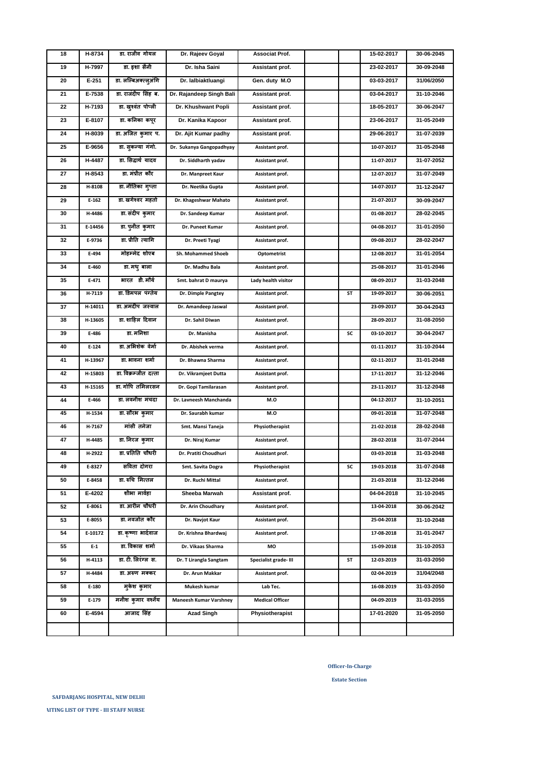| 18 | H-8734 | डा. राजीव गोयल | Dr. Rajeev Goyal | Associat Prof. | | | 15-02-2017 | 30-06-2045 |
|---|---|---|---|---|---|---|---|---|
| 19 | H-7997 | डा. इशा सैनी | Dr. Isha Saini | Assistant prof. | | | 23-02-2017 | 30-09-2048 |
| 20 | E-251 | डा. लल्बिअक्त्लुअंगि | Dr. lalbiaktluangi | Gen. duty M.O | | | 03-03-2017 | 31/06/2050 |
| 21 | E-7538 | डा. राजदीप सिंह ब. | Dr. Rajandeep Singh Bali | Assistant prof. | | | 03-04-2017 | 31-10-2046 |
| 22 | H-7193 | डा. खुश्वंत पोप्ली | Dr. Khushwant Popli | Assistant prof. | | | 18-05-2017 | 30-06-2047 |
| 23 | E-8107 | डा. कनिका कपूर | Dr. Kanika Kapoor | Assistant prof. | | | 23-06-2017 | 31-05-2049 |
| 24 | H-8039 | डा. अजित कुमार प. | Dr. Ajit Kumar padhy | Assistant prof. | | | 29-06-2017 | 31-07-2039 |
| 25 | E-9656 | डा. सुकन्या गंगो. | Dr. Sukanya Gangopadhyay | Assistant prof. | | | 10-07-2017 | 31-05-2048 |
| 26 | H-4487 | डा. सिद्धार्थ यादव | Dr. Siddharth yadav | Assistant prof. | | | 11-07-2017 | 31-07-2052 |
| 27 | H-8543 | डा. मंप्रीत कौर | Dr. Manpreet Kaur | Assistant prof. | | | 12-07-2017 | 31-07-2049 |
| 28 | H-8108 | डा. नीतिका गुप्ता | Dr. Neetika Gupta | Assistant prof. | | | 14-07-2017 | 31-12-2047 |
| 29 | E-162 | डा. खगेश्वर महतो | Dr. Khageshwar Mahato | Assistant prof. | | | 21-07-2017 | 30-09-2047 |
| 30 | H-4486 | डा. संदीप कुमार | Dr. Sandeep Kumar | Assistant prof. | | | 01-08-2017 | 28-02-2045 |
| 31 | E-14456 | डा. पुनीत कुमार | Dr. Puneet Kumar | Assistant prof. | | | 04-08-2017 | 31-01-2050 |
| 32 | E-9736 | डा. प्रीति त्यागि | Dr. Preeti Tyagi | Assistant prof. | | | 09-08-2017 | 28-02-2047 |
| 33 | E-494 | मोहम्मेद शोएब | Sh. Mohammed Shoeb | Optometrist | | | 12-08-2017 | 31-01-2054 |
| 34 | E-460 | डा. मधु बाला | Dr. Madhu Bala | Assistant prof. | | | 25-08-2017 | 31-01-2046 |
| 35 | E-471 | भारत डी. मौर्य | Smt. bahrat D maurya | Lady health visitor | | | 08-09-2017 | 31-03-2048 |
| 36 | H-7119 | डा. डिमपल पन्तेय | Dr. Dimple Pangtey | Assistant prof. | | ST | 19-09-2017 | 30-06-2051 |
| 37 | H-14011 | डा. अमदीप जस्वाल | Dr. Amandeep Jaswal | Assistant prof. | | | 23-09-2017 | 30-04-2043 |
| 38 | H-13605 | डा. शाहिल दिवान | Dr. Sahil Diwan | Assistant prof. | | | 28-09-2017 | 31-08-2050 |
| 39 | E-486 | डा. मनिशा | Dr. Manisha | Assistant prof. | | SC | 03-10-2017 | 30-04-2047 |
| 40 | E-124 | डा. अभिशेक वेर्मा | Dr. Abishek verma | Assistant prof. | | | 01-11-2017 | 31-10-2044 |
| 41 | H-13967 | डा. भावना शर्मा | Dr. Bhawna Sharma | Assistant prof. | | | 02-11-2017 | 31-01-2048 |
| 42 | H-15803 | डा. विक्रम्जीत दत्ता | Dr. Vikramjeet Dutta | Assistant prof. | | | 17-11-2017 | 31-12-2046 |
| 43 | H-15165 | डा. गोपि तमिलरसन | Dr. Gopi Tamilarasan | Assistant prof. | | | 23-11-2017 | 31-12-2048 |
| 44 | E-466 | डा. लवनीश मंचदा | Dr. Lavneesh Manchanda | M.O | | | 04-12-2017 | 31-10-2051 |
| 45 | H-1534 | डा. सौरभ कुमार | Dr. Saurabh kumar | M.O | | | 09-01-2018 | 31-07-2048 |
| 46 | H-7167 | मांसी तनेजा | Smt. Mansi Taneja | Physiotherapist | | | 21-02-2018 | 28-02-2048 |
| 47 | H-4485 | डा. निरज कुमार | Dr. Niraj Kumar | Assistant prof. | | | 28-02-2018 | 31-07-2044 |
| 48 | H-2922 | डा. प्रतिति चौधरी | Dr. Pratiti Choudhuri | Assistant prof. | | | 03-03-2018 | 31-03-2048 |
| 49 | E-8327 | सविता दोगरा | Smt. Savita Dogra | Physiotherapist | | SC | 19-03-2018 | 31-07-2048 |
| 50 | E-8458 | डा. रुचि मित्तल | Dr. Ruchi Mittal | Assistant prof. | | | 21-03-2018 | 31-12-2046 |
| 51 | E-4202 | शीभा मार्वहा | Sheeba Marwah | Assistant prof. | | | 04-04-2018 | 31-10-2045 |
| 52 | E-8061 | डा. आरीन चौधरी | Dr. Arin Choudhary | Assistant prof. | | | 13-04-2018 | 30-06-2042 |
| 53 | E-8055 | डा. नवजोत कौर | Dr. Navjot Kaur | Assistant prof. | | | 25-04-2018 | 31-10-2048 |
| 54 | E-10172 | डा. कृष्णा भार्दवाज | Dr. Krishna Bhardwaj | Assistant prof. | | | 17-08-2018 | 31-01-2047 |
| 55 | E-1 | डा. विकास शर्मा | Dr. Vikaas Sharma | MO | | | 15-09-2018 | 31-10-2053 |
| 56 | H-4113 | डा. टी. लिरंग्ल स. | Dr. T Lirangla Sangtam | Specialist grade- III | | ST | 12-03-2019 | 31-03-2050 |
| 57 | H-4484 | डा. अरुण मक्कर | Dr. Arun Makkar | Assistant prof. | | | 02-04-2019 | 31/04/2048 |
| 58 | E-180 | मुकेश कुमार | Mukesh kumar | Lab Tec. | | | 16-08-2019 | 31-03-2050 |
| 59 | E-179 | मनीश कुमार वर्श्नेय | Maneesh Kumar Varshney | Medical Officer | | | 04-09-2019 | 31-03-2055 |
| 60 | E-4594 | आजाद सिंह | Azad Singh | Physiotherapist | | | 17-01-2020 | 31-05-2050 |
| | | | | | | | | |

**Officer-In-Charge**

**Estate Section**

**SAFDARJANG HOSPITAL, NEW DELHI**

**AITING LIST OF TYPE - III STAFF NURSE**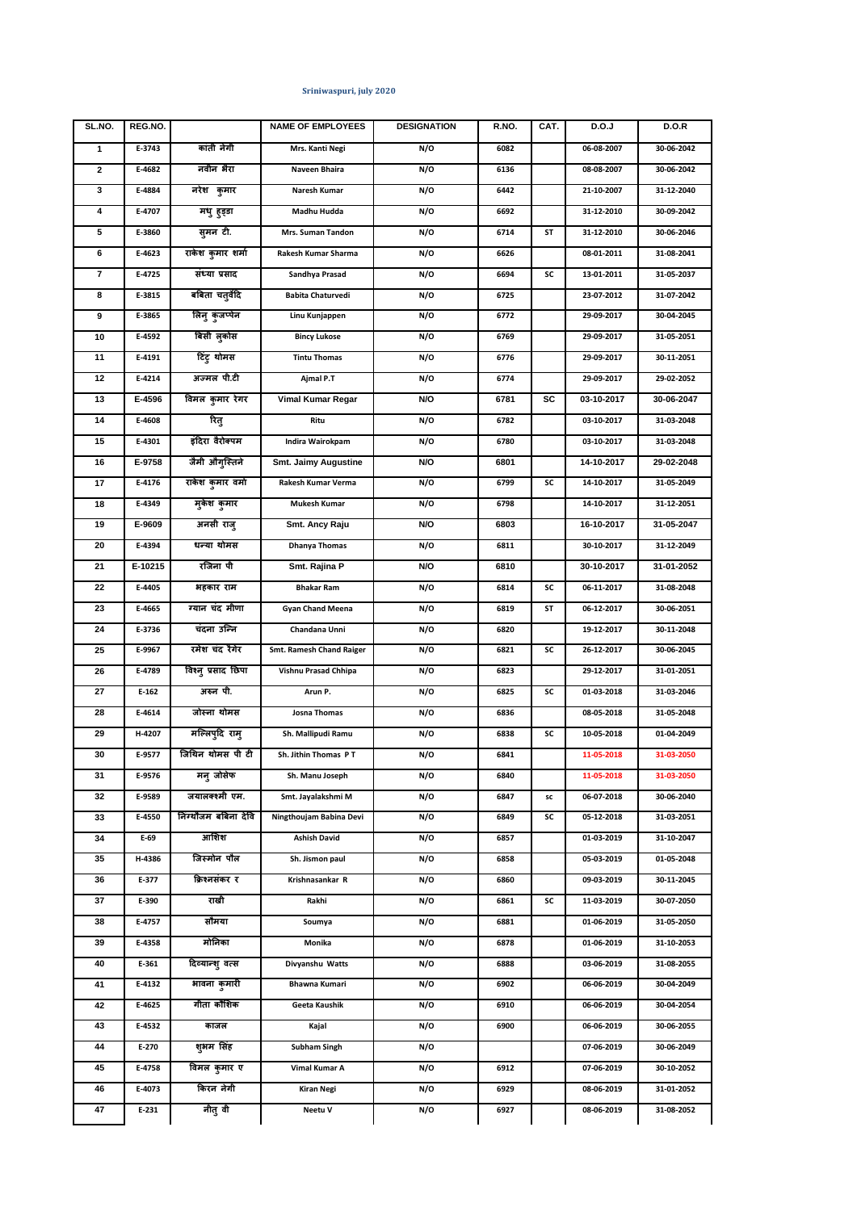Sriniwaspuri, july 2020

| SL.NO. | REG.NO. | | NAME OF EMPLOYEES | DESIGNATION | R.NO. | CAT. | D.O.J | D.O.R |
|---|---|---|---|---|---|---|---|---|
| 1 | E-3743 | कांती नेगी | Mrs. Kanti Negi | N/O | 6082 | | 06-08-2007 | 30-06-2042 |
| 2 | E-4682 | नवीन भैरा | Naveen Bhaira | N/O | 6136 | | 08-08-2007 | 30-06-2042 |
| 3 | E-4884 | नरेश कुमार | Naresh Kumar | N/O | 6442 | | 21-10-2007 | 31-12-2040 |
| 4 | E-4707 | मधु हुड्डा | Madhu Hudda | N/O | 6692 | | 31-12-2010 | 30-09-2042 |
| 5 | E-3860 | सुमन टी. | Mrs. Suman Tandon | N/O | 6714 | ST | 31-12-2010 | 30-06-2046 |
| 6 | E-4623 | राकेश कुमार शर्मा | Rakesh Kumar Sharma | N/O | 6626 | | 08-01-2011 | 31-08-2041 |
| 7 | E-4725 | संध्या प्रसाद | Sandhya Prasad | N/O | 6694 | SC | 13-01-2011 | 31-05-2037 |
| 8 | E-3815 | बबिता चतुर्वेदि | Babita Chaturvedi | N/O | 6725 | | 23-07-2012 | 31-07-2042 |
| 9 | E-3865 | लिनु कुंजप्पेन | Linu Kunjappen | N/O | 6772 | | 29-09-2017 | 30-04-2045 |
| 10 | E-4592 | बिंसी लुकोस | Bincy Lukose | N/O | 6769 | | 29-09-2017 | 31-05-2051 |
| 11 | E-4191 | टिंटु थोमस | Tintu Thomas | N/O | 6776 | | 29-09-2017 | 30-11-2051 |
| 12 | E-4214 | अज्मल पी.टी | Ajmal P.T | N/O | 6774 | | 29-09-2017 | 29-02-2052 |
| 13 | E-4596 | विमल कुमार रेगर | Vimal Kumar Regar | N/O | 6781 | SC | 03-10-2017 | 30-06-2047 |
| 14 | E-4608 | रितु | Ritu | N/O | 6782 | | 03-10-2017 | 31-03-2048 |
| 15 | E-4301 | इंदिरा वैरोक्पम | Indira Wairokpam | N/O | 6780 | | 03-10-2017 | 31-03-2048 |
| 16 | E-9758 | जैमी ऑगुस्तिने | Smt. Jaimy Augustine | N/O | 6801 | | 14-10-2017 | 29-02-2048 |
| 17 | E-4176 | राकेश कुमार वर्मा | Rakesh Kumar Verma | N/O | 6799 | SC | 14-10-2017 | 31-05-2049 |
| 18 | E-4349 | मुकेश कुमार | Mukesh Kumar | N/O | 6798 | | 14-10-2017 | 31-12-2051 |
| 19 | E-9609 | अनसी राजु | Smt. Ancy Raju | N/O | 6803 | | 16-10-2017 | 31-05-2047 |
| 20 | E-4394 | धन्या थोमस | Dhanya Thomas | N/O | 6811 | | 30-10-2017 | 31-12-2049 |
| 21 | E-10215 | रजिना पी | Smt. Rajina P | N/O | 6810 | | 30-10-2017 | 31-01-2052 |
| 22 | E-4405 | भहकार राम | Bhakar Ram | N/O | 6814 | SC | 06-11-2017 | 31-08-2048 |
| 23 | E-4665 | ग्यान चंद मीणा | Gyan Chand Meena | N/O | 6819 | ST | 06-12-2017 | 30-06-2051 |
| 24 | E-3736 | चंदना उन्नि | Chandana Unni | N/O | 6820 | | 19-12-2017 | 30-11-2048 |
| 25 | E-9967 | रमेश चंद रैगर | Smt. Ramesh Chand Raiger | N/O | 6821 | SC | 26-12-2017 | 30-06-2045 |
| 26 | E-4789 | विश्नु प्रसाद छिपा | Vishnu Prasad Chhipa | N/O | 6823 | | 29-12-2017 | 31-01-2051 |
| 27 | E-162 | अरुन पी. | Arun P. | N/O | 6825 | SC | 01-03-2018 | 31-03-2046 |
| 28 | E-4614 | जोस्ना थोमस | Josna Thomas | N/O | 6836 | | 08-05-2018 | 31-05-2048 |
| 29 | H-4207 | मल्लिपुदि रामु | Sh. Mallipudi Ramu | N/O | 6838 | SC | 10-05-2018 | 01-04-2049 |
| 30 | E-9577 | जिथिन थोमस पी टी | Sh. Jithin Thomas P T | N/O | 6841 | | 11-05-2018 | 31-03-2050 |
| 31 | E-9576 | मनु जोसेफ | Sh. Manu Joseph | N/O | 6840 | | 11-05-2018 | 31-03-2050 |
| 32 | E-9589 | जयालक्ष्मी एम. | Smt. Jayalakshmi M | N/O | 6847 | sc | 06-07-2018 | 30-06-2040 |
| 33 | E-4550 | निंग्थौजम बबिना देवि | Ningthoujam Babina Devi | N/O | 6849 | SC | 05-12-2018 | 31-03-2051 |
| 34 | E-69 | आशिश | Ashish David | N/O | 6857 | | 01-03-2019 | 31-10-2047 |
| 35 | H-4386 | जिस्मोन पौल | Sh. Jismon paul | N/O | 6858 | | 05-03-2019 | 01-05-2048 |
| 36 | E-377 | क्रिश्नसंकर र | Krishnasankar R | N/O | 6860 | | 09-03-2019 | 30-11-2045 |
| 37 | E-390 | राखी | Rakhi | N/O | 6861 | SC | 11-03-2019 | 30-07-2050 |
| 38 | E-4757 | सौमया | Soumya | N/O | 6881 | | 01-06-2019 | 31-05-2050 |
| 39 | E-4358 | मोनिका | Monika | N/O | 6878 | | 01-06-2019 | 31-10-2053 |
| 40 | E-361 | दिव्यान्शु वत्स | Divyanshu Watts | N/O | 6888 | | 03-06-2019 | 31-08-2055 |
| 41 | E-4132 | भावना कुमारी | Bhawna Kumari | N/O | 6902 | | 06-06-2019 | 30-04-2049 |
| 42 | E-4625 | गीता कौशिक | Geeta Kaushik | N/O | 6910 | | 06-06-2019 | 30-04-2054 |
| 43 | E-4532 | काजल | Kajal | N/O | 6900 | | 06-06-2019 | 30-06-2055 |
| 44 | E-270 | शुभम सिंह | Subham Singh | N/O | | | 07-06-2019 | 30-06-2049 |
| 45 | E-4758 | विमल कुमार ए | Vimal Kumar A | N/O | 6912 | | 07-06-2019 | 30-10-2052 |
| 46 | E-4073 | किरन नेगी | Kiran Negi | N/O | 6929 | | 08-06-2019 | 31-01-2052 |
| 47 | E-231 | नीतु वी | Neetu V | N/O | 6927 | | 08-06-2019 | 31-08-2052 |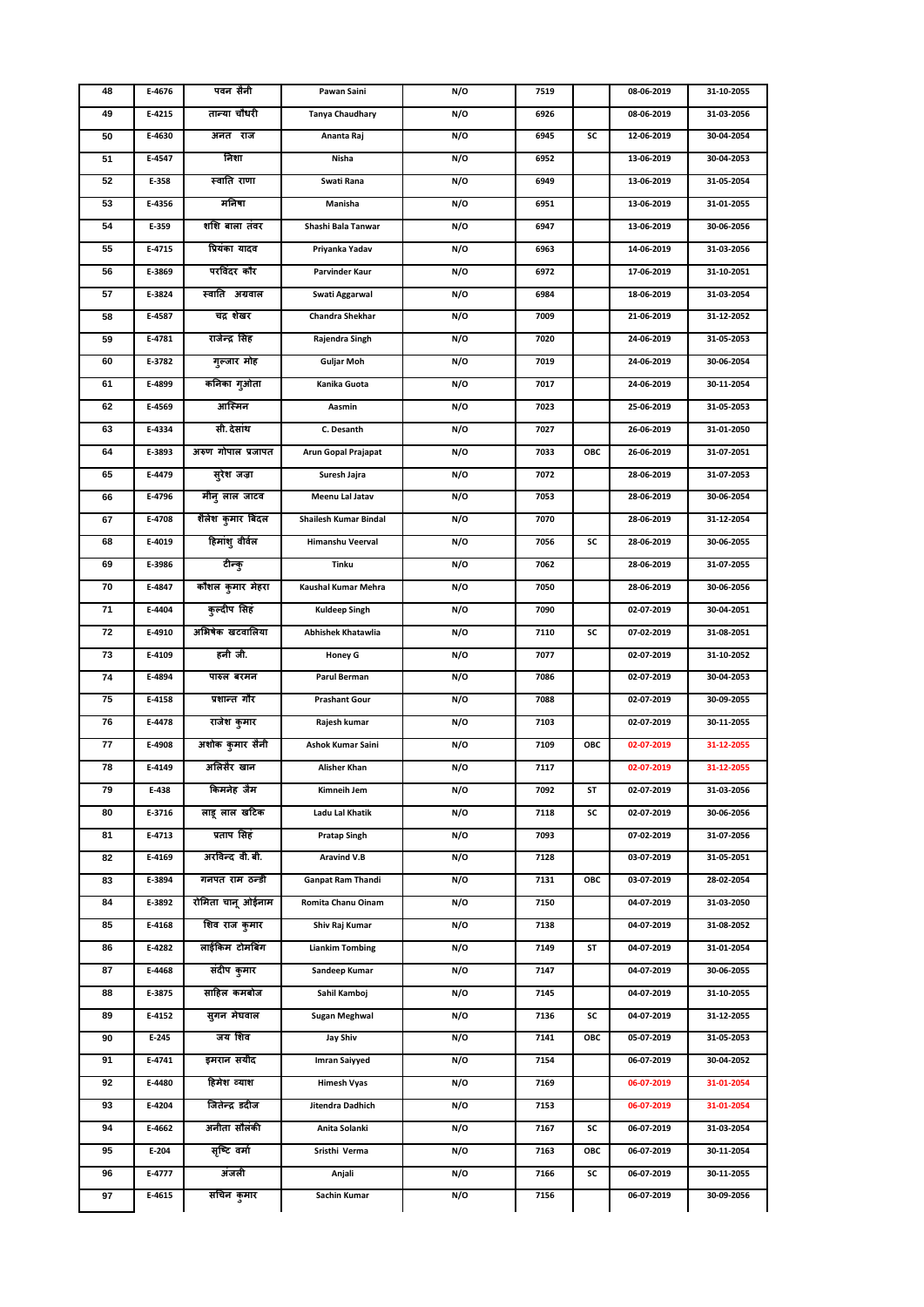| 48 | E-4676 | पवन सैनी | Pawan Saini | N/O | 7519 | | 08-06-2019 | 31-10-2055 |
|---|---|---|---|---|---|---|---|---|
| 49 | E-4215 | तान्या चौधरी | Tanya Chaudhary | N/O | 6926 | | 08-06-2019 | 31-03-2056 |
| 50 | E-4630 | अनंत राज | Ananta Raj | N/O | 6945 | SC | 12-06-2019 | 30-04-2054 |
| 51 | E-4547 | निशा | Nisha | N/O | 6952 | | 13-06-2019 | 30-04-2053 |
| 52 | E-358 | स्वाति राणा | Swati Rana | N/O | 6949 | | 13-06-2019 | 31-05-2054 |
| 53 | E-4356 | मनिषा | Manisha | N/O | 6951 | | 13-06-2019 | 31-01-2055 |
| 54 | E-359 | शशि बाला तंवर | Shashi Bala Tanwar | N/O | 6947 | | 13-06-2019 | 30-06-2056 |
| 55 | E-4715 | प्रियंका यादव | Priyanka Yadav | N/O | 6963 | | 14-06-2019 | 31-03-2056 |
| 56 | E-3869 | परविंदर कौर | Parvinder Kaur | N/O | 6972 | | 17-06-2019 | 31-10-2051 |
| 57 | E-3824 | स्वाति अग्रवाल | Swati Aggarwal | N/O | 6984 | | 18-06-2019 | 31-03-2054 |
| 58 | E-4587 | चंद्र शेखर | Chandra Shekhar | N/O | 7009 | | 21-06-2019 | 31-12-2052 |
| 59 | E-4781 | राजेन्द्र सिंह | Rajendra Singh | N/O | 7020 | | 24-06-2019 | 31-05-2053 |
| 60 | E-3782 | गुल्जार मोह | Guljar Moh | N/O | 7019 | | 24-06-2019 | 30-06-2054 |
| 61 | E-4899 | कनिका गुओता | Kanika Guota | N/O | 7017 | | 24-06-2019 | 30-11-2054 |
| 62 | E-4569 | आस्मिन | Aasmin | N/O | 7023 | | 25-06-2019 | 31-05-2053 |
| 63 | E-4334 | सी. देसांथ | C. Desanth | N/O | 7027 | | 26-06-2019 | 31-01-2050 |
| 64 | E-3893 | अरुण गोपाल प्रजापत | Arun Gopal Prajapat | N/O | 7033 | OBC | 26-06-2019 | 31-07-2051 |
| 65 | E-4479 | सुरेश जज्रा | Suresh Jajra | N/O | 7072 | | 28-06-2019 | 31-07-2053 |
| 66 | E-4796 | मीनु लाल जाटव | Meenu Lal Jatav | N/O | 7053 | | 28-06-2019 | 30-06-2054 |
| 67 | E-4708 | शैलेश कुमार बिंदल | Shailesh Kumar Bindal | N/O | 7070 | | 28-06-2019 | 31-12-2054 |
| 68 | E-4019 | हिमांशु वीर्वल | Himanshu Veerval | N/O | 7056 | SC | 28-06-2019 | 30-06-2055 |
| 69 | E-3986 | टीन्कु | Tinku | N/O | 7062 | | 28-06-2019 | 31-07-2055 |
| 70 | E-4847 | कौशल कुमार मेहरा | Kaushal Kumar Mehra | N/O | 7050 | | 28-06-2019 | 30-06-2056 |
| 71 | E-4404 | कुल्दीप सिंह | Kuldeep Singh | N/O | 7090 | | 02-07-2019 | 30-04-2051 |
| 72 | E-4910 | अभिषेक खटवालिया | Abhishek Khatawlia | N/O | 7110 | SC | 07-02-2019 | 31-08-2051 |
| 73 | E-4109 | हनी जी. | Honey G | N/O | 7077 | | 02-07-2019 | 31-10-2052 |
| 74 | E-4894 | पारुल बरमन | Parul Berman | N/O | 7086 | | 02-07-2019 | 30-04-2053 |
| 75 | E-4158 | प्रशान्त गौर | Prashant Gour | N/O | 7088 | | 02-07-2019 | 30-09-2055 |
| 76 | E-4478 | राजेश कुमार | Rajesh kumar | N/O | 7103 | | 02-07-2019 | 30-11-2055 |
| 77 | E-4908 | अशोक कुमार सैनी | Ashok Kumar Saini | N/O | 7109 | OBC | 02-07-2019 | 31-12-2055 |
| 78 | E-4149 | अलिसैर खान | Alisher Khan | N/O | 7117 | | 02-07-2019 | 31-12-2055 |
| 79 | E-438 | किमनेह जैम | Kimneih Jem | N/O | 7092 | ST | 02-07-2019 | 31-03-2056 |
| 80 | E-3716 | लाडू लाल खटिक | Ladu Lal Khatik | N/O | 7118 | SC | 02-07-2019 | 30-06-2056 |
| 81 | E-4713 | प्रताप सिंह | Pratap Singh | N/O | 7093 | | 07-02-2019 | 31-07-2056 |
| 82 | E-4169 | अरविन्द वी. बी. | Aravind V.B | N/O | 7128 | | 03-07-2019 | 31-05-2051 |
| 83 | E-3894 | गनपत राम ठन्डी | Ganpat Ram Thandi | N/O | 7131 | OBC | 03-07-2019 | 28-02-2054 |
| 84 | E-3892 | रोमिता चानू ओईनाम | Romita Chanu Oinam | N/O | 7150 | | 04-07-2019 | 31-03-2050 |
| 85 | E-4168 | शिव राज कुमार | Shiv Raj Kumar | N/O | 7138 | | 04-07-2019 | 31-08-2052 |
| 86 | E-4282 | लाईंकिम टोमबिंग | Liankim Tombing | N/O | 7149 | ST | 04-07-2019 | 31-01-2054 |
| 87 | E-4468 | संदीप कुमार | Sandeep Kumar | N/O | 7147 | | 04-07-2019 | 30-06-2055 |
| 88 | E-3875 | साहिल कमबोज | Sahil Kamboj | N/O | 7145 | | 04-07-2019 | 31-10-2055 |
| 89 | E-4152 | सुगन मेघवाल | Sugan Meghwal | N/O | 7136 | SC | 04-07-2019 | 31-12-2055 |
| 90 | E-245 | जय शिव | Jay Shiv | N/O | 7141 | OBC | 05-07-2019 | 31-05-2053 |
| 91 | E-4741 | इमरान सयीद | Imran Saiyyed | N/O | 7154 | | 06-07-2019 | 30-04-2052 |
| 92 | E-4480 | हिमेश व्याश | Himesh Vyas | N/O | 7169 | | 06-07-2019 | 31-01-2054 |
| 93 | E-4204 | जितेन्द्र डदीज | Jitendra Dadhich | N/O | 7153 | | 06-07-2019 | 31-01-2054 |
| 94 | E-4662 | अनीता सौलंकी | Anita Solanki | N/O | 7167 | SC | 06-07-2019 | 31-03-2054 |
| 95 | E-204 | सृष्टि वर्मा | Sristhi Verma | N/O | 7163 | OBC | 06-07-2019 | 30-11-2054 |
| 96 | E-4777 | अंजली | Anjali | N/O | 7166 | SC | 06-07-2019 | 30-11-2055 |
| 97 | E-4615 | सचिन कुमार | Sachin Kumar | N/O | 7156 | | 06-07-2019 | 30-09-2056 |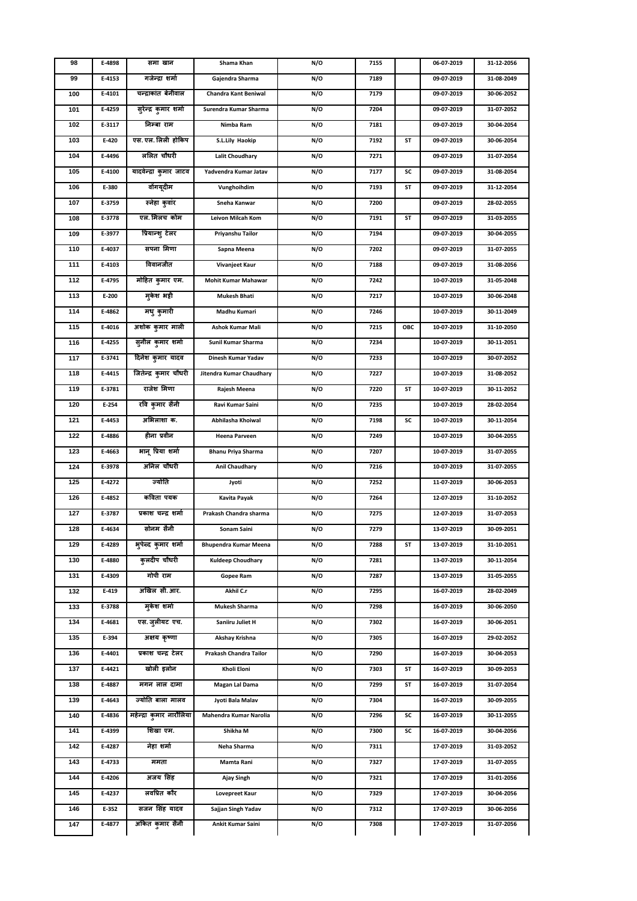| 98 | E-4898 | समा खान | Shama Khan | N/O | 7155 | | 06-07-2019 | 31-12-2056 |
|---|---|---|---|---|---|---|---|---|
| 99 | E-4153 | गजेन्द्रा शर्मा | Gajendra Sharma | N/O | 7189 | | 09-07-2019 | 31-08-2049 |
| 100 | E-4101 | चन्द्राकांत बेनीवाल | Chandra Kant Beniwal | N/O | 7179 | | 09-07-2019 | 30-06-2052 |
| 101 | E-4259 | सुरेन्द्र कुमार शर्मा | Surendra Kumar Sharma | N/O | 7204 | | 09-07-2019 | 31-07-2052 |
| 102 | E-3117 | निम्बा राम | Nimba Ram | N/O | 7181 | | 09-07-2019 | 30-04-2054 |
| 103 | E-420 | एस. एल. लिली होकिप | S.L.Lily Haokip | N/O | 7192 | ST | 09-07-2019 | 30-06-2054 |
| 104 | E-4496 | ललित चौधरी | Lalit Choudhary | N/O | 7271 | | 09-07-2019 | 31-07-2054 |
| 105 | E-4100 | यादवेन्द्रा कुमार जाटव | Yadvendra Kumar Jatav | N/O | 7177 | SC | 09-07-2019 | 31-08-2054 |
| 106 | E-380 | वॉगयूदीम | Vunghoihdim | N/O | 7193 | ST | 09-07-2019 | 31-12-2054 |
| 107 | E-3759 | स्नेहा कुवांर | Sneha Kanwar | N/O | 7200 | | 09-07-2019 | 28-02-2055 |
| 108 | E-3778 | एल. मिलच कोम | Leivon Milcah Kom | N/O | 7191 | ST | 09-07-2019 | 31-03-2055 |
| 109 | E-3977 | प्रियान्शु टेलर | Priyanshu Tailor | N/O | 7194 | | 09-07-2019 | 30-04-2055 |
| 110 | E-4037 | सपना मिणा | Sapna Meena | N/O | 7202 | | 09-07-2019 | 31-07-2055 |
| 111 | E-4103 | विवानजीत | Vivanjeet Kaur | N/O | 7188 | | 09-07-2019 | 31-08-2056 |
| 112 | E-4795 | मोहित कुमार एम. | Mohit Kumar Mahawar | N/O | 7242 | | 10-07-2019 | 31-05-2048 |
| 113 | E-200 | मुकेश भट्टी | Mukesh Bhati | N/O | 7217 | | 10-07-2019 | 30-06-2048 |
| 114 | E-4862 | मधु कुमारी | Madhu Kumari | N/O | 7246 | | 10-07-2019 | 30-11-2049 |
| 115 | E-4016 | अशोक कुमार माली | Ashok Kumar Mali | N/O | 7215 | OBC | 10-07-2019 | 31-10-2050 |
| 116 | E-4255 | सुनील कुमार शर्मा | Sunil Kumar Sharma | N/O | 7234 | | 10-07-2019 | 30-11-2051 |
| 117 | E-3741 | दिनेश कुमार यादव | Dinesh Kumar Yadav | N/O | 7233 | | 10-07-2019 | 30-07-2052 |
| 118 | E-4415 | जितेन्द्र कुमार चौधरी | Jitendra Kumar Chaudhary | N/O | 7227 | | 10-07-2019 | 31-08-2052 |
| 119 | E-3781 | राजेश मिणा | Rajesh Meena | N/O | 7220 | ST | 10-07-2019 | 30-11-2052 |
| 120 | E-254 | रवि कुमार सैनी | Ravi Kumar Saini | N/O | 7235 | | 10-07-2019 | 28-02-2054 |
| 121 | E-4453 | अभिलाशा क. | Abhilasha Khoiwal | N/O | 7198 | SC | 10-07-2019 | 30-11-2054 |
| 122 | E-4886 | हीना प्रवीन | Heena Parveen | N/O | 7249 | | 10-07-2019 | 30-04-2055 |
| 123 | E-4663 | भानू प्रिया शर्मा | Bhanu Priya Sharma | N/O | 7207 | | 10-07-2019 | 31-07-2055 |
| 124 | E-3978 | अनिल चौधरी | Anil Chaudhary | N/O | 7216 | | 10-07-2019 | 31-07-2055 |
| 125 | E-4272 | ज्योति | Jyoti | N/O | 7252 | | 11-07-2019 | 30-06-2053 |
| 126 | E-4852 | कविता पयक | Kavita Payak | N/O | 7264 | | 12-07-2019 | 31-10-2052 |
| 127 | E-3787 | प्रकाश चन्द्र शर्मा | Prakash Chandra sharma | N/O | 7275 | | 12-07-2019 | 31-07-2053 |
| 128 | E-4634 | सोनम सैनी | Sonam Saini | N/O | 7279 | | 13-07-2019 | 30-09-2051 |
| 129 | E-4289 | भुपेन्द्र कुमार शर्मा | Bhupendra Kumar Meena | N/O | 7288 | ST | 13-07-2019 | 31-10-2051 |
| 130 | E-4880 | कुलदीप चौधरी | Kuldeep Choudhary | N/O | 7281 | | 13-07-2019 | 30-11-2054 |
| 131 | E-4309 | गोपी राम | Gopee Ram | N/O | 7287 | | 13-07-2019 | 31-05-2055 |
| 132 | E-419 | अखिल सी. आर. | Akhil C.r | N/O | 7295 | | 16-07-2019 | 28-02-2049 |
| 133 | E-3788 | मुकेश शर्मा | Mukesh Sharma | N/O | 7298 | | 16-07-2019 | 30-06-2050 |
| 134 | E-4681 | एस. जुलीयट एच. | Saniiru Juliet H | N/O | 7302 | | 16-07-2019 | 30-06-2051 |
| 135 | E-394 | अक्षय कृष्णा | Akshay Krishna | N/O | 7305 | | 16-07-2019 | 29-02-2052 |
| 136 | E-4401 | प्रकाश चन्द्र टेलर | Prakash Chandra Tailor | N/O | 7290 | | 16-07-2019 | 30-04-2053 |
| 137 | E-4421 | खोली इलोन | Kholi Eloni | N/O | 7303 | ST | 16-07-2019 | 30-09-2053 |
| 138 | E-4887 | मगन लाल दामा | Magan Lal Dama | N/O | 7299 | ST | 16-07-2019 | 31-07-2054 |
| 139 | E-4643 | ज्योति बाला मालव | Jyoti Bala Malav | N/O | 7304 | | 16-07-2019 | 30-09-2055 |
| 140 | E-4836 | महेन्द्रा कुमार नारोलिया | Mahendra Kumar Narolia | N/O | 7296 | SC | 16-07-2019 | 30-11-2055 |
| 141 | E-4399 | शिखा एम. | Shikha M | N/O | 7300 | SC | 16-07-2019 | 30-04-2056 |
| 142 | E-4287 | नेहा शर्मा | Neha Sharma | N/O | 7311 | | 17-07-2019 | 31-03-2052 |
| 143 | E-4733 | ममता | Mamta Rani | N/O | 7327 | | 17-07-2019 | 31-07-2055 |
| 144 | E-4206 | अजय सिंह | Ajay Singh | N/O | 7321 | | 17-07-2019 | 31-01-2056 |
| 145 | E-4237 | लवप्रित कौर | Lovepreet Kaur | N/O | 7329 | | 17-07-2019 | 30-04-2056 |
| 146 | E-352 | सजन सिंह यादव | Sajjan Singh Yadav | N/O | 7312 | | 17-07-2019 | 30-06-2056 |
| 147 | E-4877 | अंकित कुमार सैनी | Ankit Kumar Saini | N/O | 7308 | | 17-07-2019 | 31-07-2056 |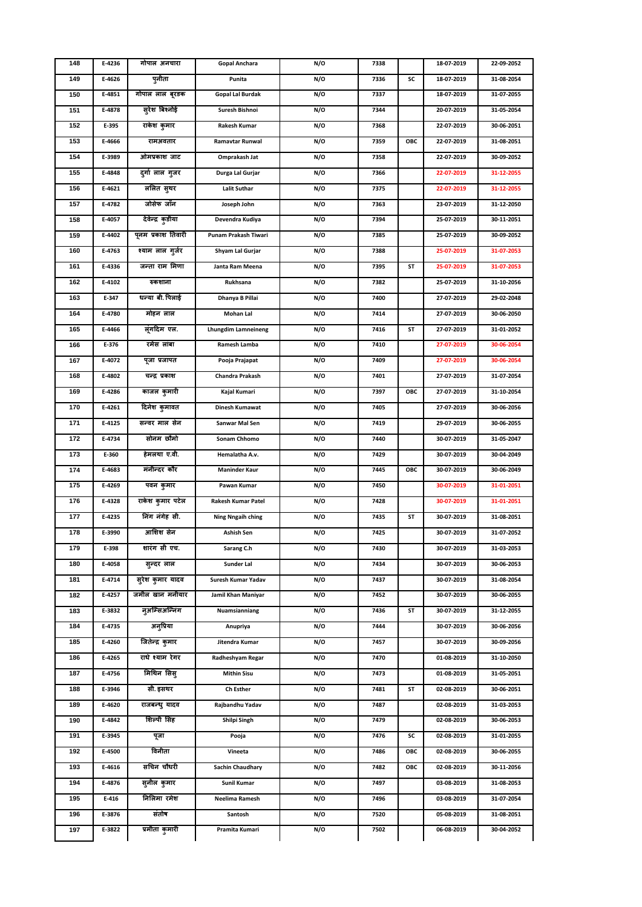| 148 | E-4236 | गोपाल अनचारा | Gopal Anchara | N/O | 7338 | | 18-07-2019 | 22-09-2052 |
|---|---|---|---|---|---|---|---|---|
| 149 | E-4626 | पुनीता | Punita | N/O | 7336 | SC | 18-07-2019 | 31-08-2054 |
| 150 | E-4851 | गोपाल लाल बूरडक | Gopal Lal Burdak | N/O | 7337 | | 18-07-2019 | 31-07-2055 |
| 151 | E-4878 | सुरेश बिश्नोई | Suresh Bishnoi | N/O | 7344 | | 20-07-2019 | 31-05-2054 |
| 152 | E-395 | राकेश कुमार | Rakesh Kumar | N/O | 7368 | | 22-07-2019 | 30-06-2051 |
| 153 | E-4666 | रामअवतार | Ramavtar Runwal | N/O | 7359 | OBC | 22-07-2019 | 31-08-2051 |
| 154 | E-3989 | ओमप्रकाश जाट | Omprakash Jat | N/O | 7358 | | 22-07-2019 | 30-09-2052 |
| 155 | E-4848 | दुर्गा लाल गुजर | Durga Lal Gurjar | N/O | 7366 | | 22-07-2019 | 31-12-2055 |
| 156 | E-4621 | ललित सुथर | Lalit Suthar | N/O | 7375 | | 22-07-2019 | 31-12-2055 |
| 157 | E-4782 | जोसेफ जॉन | Joseph John | N/O | 7363 | | 23-07-2019 | 31-12-2050 |
| 158 | E-4057 | देवेन्द्र कुडीया | Devendra Kudiya | N/O | 7394 | | 25-07-2019 | 30-11-2051 |
| 159 | E-4402 | पूनम प्रकाश तिवारी | Punam Prakash Tiwari | N/O | 7385 | | 25-07-2019 | 30-09-2052 |
| 160 | E-4763 | श्याम लाल गुर्जर | Shyam Lal Gurjar | N/O | 7388 | | 25-07-2019 | 31-07-2053 |
| 161 | E-4336 | जन्ता राम मिणा | Janta Ram Meena | N/O | 7395 | ST | 25-07-2019 | 31-07-2053 |
| 162 | E-4102 | रुकशाना | Rukhsana | N/O | 7382 | | 25-07-2019 | 31-10-2056 |
| 163 | E-347 | धन्या बी. पिलाई | Dhanya B Pillai | N/O | 7400 | | 27-07-2019 | 29-02-2048 |
| 164 | E-4780 | मोहन लाल | Mohan Lal | N/O | 7414 | | 27-07-2019 | 30-06-2050 |
| 165 | E-4466 | लूंगदिम एल. | Lhungdim Lamneineng | N/O | 7416 | ST | 27-07-2019 | 31-01-2052 |
| 166 | E-376 | रमेस लाबा | Ramesh Lamba | N/O | 7410 | | 27-07-2019 | 30-06-2054 |
| 167 | E-4072 | पूजा प्रजापत | Pooja Prajapat | N/O | 7409 | | 27-07-2019 | 30-06-2054 |
| 168 | E-4802 | चन्द्र प्रकाश | Chandra Prakash | N/O | 7401 | | 27-07-2019 | 31-07-2054 |
| 169 | E-4286 | काजल कुमारी | Kajal Kumari | N/O | 7397 | OBC | 27-07-2019 | 31-10-2054 |
| 170 | E-4261 | दिनेश कुमावत | Dinesh Kumawat | N/O | 7405 | | 27-07-2019 | 30-06-2056 |
| 171 | E-4125 | सन्वर माल सेन | Sanwar Mal Sen | N/O | 7419 | | 29-07-2019 | 30-06-2055 |
| 172 | E-4734 | सोनम छौमो | Sonam Chhomo | N/O | 7440 | | 30-07-2019 | 31-05-2047 |
| 173 | E-360 | हेमलथा ए.वी. | Hemalatha A.v. | N/O | 7429 | | 30-07-2019 | 30-04-2049 |
| 174 | E-4683 | मनीन्दर कौर | Maninder Kaur | N/O | 7445 | OBC | 30-07-2019 | 30-06-2049 |
| 175 | E-4269 | पवन कुमार | Pawan Kumar | N/O | 7450 | | 30-07-2019 | 31-01-2051 |
| 176 | E-4328 | राकेश कुमार पटेल | Rakesh Kumar Patel | N/O | 7428 | | 30-07-2019 | 31-01-2051 |
| 177 | E-4235 | निंग नंगेह ची. | Ning Nngaih ching | N/O | 7435 | ST | 30-07-2019 | 31-08-2051 |
| 178 | E-3990 | आशिश सेन | Ashish Sen | N/O | 7425 | | 30-07-2019 | 31-07-2052 |
| 179 | E-398 | शारंग सी एच. | Sarang C.h | N/O | 7430 | | 30-07-2019 | 31-03-2053 |
| 180 | E-4058 | सुन्दर लाल | Sunder Lal | N/O | 7434 | | 30-07-2019 | 30-06-2053 |
| 181 | E-4714 | सुरेश कुमार यादव | Suresh Kumar Yadav | N/O | 7437 | | 30-07-2019 | 31-08-2054 |
| 182 | E-4257 | जमील खान मनीयार | Jamil Khan Maniyar | N/O | 7452 | | 30-07-2019 | 30-06-2055 |
| 183 | E-3832 | नुअम्सिअन्निग | Nuamsianniang | N/O | 7436 | ST | 30-07-2019 | 31-12-2055 |
| 184 | E-4735 | अनुप्रिया | Anupriya | N/O | 7444 | | 30-07-2019 | 30-06-2056 |
| 185 | E-4260 | जितेन्द्र कुमार | Jitendra Kumar | N/O | 7457 | | 30-07-2019 | 30-09-2056 |
| 186 | E-4265 | राधे श्याम रेगर | Radheshyam Regar | N/O | 7470 | | 01-08-2019 | 31-10-2050 |
| 187 | E-4756 | मिथिन सिसु | Mithin Sisu | N/O | 7473 | | 01-08-2019 | 31-05-2051 |
| 188 | E-3946 | सी. इसथर | Ch Esther | N/O | 7481 | ST | 02-08-2019 | 30-06-2051 |
| 189 | E-4620 | राजबन्धु यादव | Rajbandhu Yadav | N/O | 7487 | | 02-08-2019 | 31-03-2053 |
| 190 | E-4842 | शिल्पी सिंह | Shilpi Singh | N/O | 7479 | | 02-08-2019 | 30-06-2053 |
| 191 | E-3945 | पूजा | Pooja | N/O | 7476 | SC | 02-08-2019 | 31-01-2055 |
| 192 | E-4500 | विनीता | Vineeta | N/O | 7486 | OBC | 02-08-2019 | 30-06-2055 |
| 193 | E-4616 | सचिन चौधरी | Sachin Chaudhary | N/O | 7482 | OBC | 02-08-2019 | 30-11-2056 |
| 194 | E-4876 | सुनील कुमार | Sunil Kumar | N/O | 7497 | | 03-08-2019 | 31-08-2053 |
| 195 | E-416 | निलिमा रमेश | Neelima Ramesh | N/O | 7496 | | 03-08-2019 | 31-07-2054 |
| 196 | E-3876 | संतोष | Santosh | N/O | 7520 | | 05-08-2019 | 31-08-2051 |
| 197 | E-3822 | प्रमीता कुमारी | Pramita Kumari | N/O | 7502 | | 06-08-2019 | 30-04-2052 |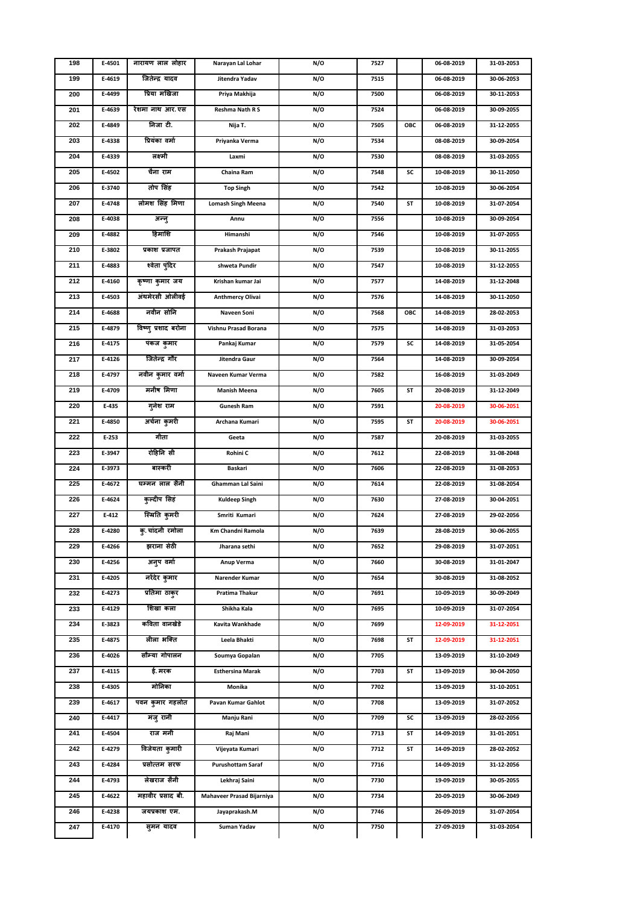| 198 | E-4501 | नारायण लाल लोहार | Narayan Lal Lohar | N/O | 7527 | | 06-08-2019 | 31-03-2053 |
|---|---|---|---|---|---|---|---|---|
| 199 | E-4619 | जितेन्द्र यादव | Jitendra Yadav | N/O | 7515 | | 06-08-2019 | 30-06-2053 |
| 200 | E-4499 | प्रिया मखिजा | Priya Makhija | N/O | 7500 | | 06-08-2019 | 30-11-2053 |
| 201 | E-4639 | रेशमा नाथ आर. एस | Reshma Nath R S | N/O | 7524 | | 06-08-2019 | 30-09-2055 |
| 202 | E-4849 | निजा टी. | Nija T. | N/O | 7505 | OBC | 06-08-2019 | 31-12-2055 |
| 203 | E-4338 | प्रियंका वर्मा | Priyanka Verma | N/O | 7534 | | 08-08-2019 | 30-09-2054 |
| 204 | E-4339 | लक्ष्मी | Laxmi | N/O | 7530 | | 08-08-2019 | 31-03-2055 |
| 205 | E-4502 | चैना राम | Chaina Ram | N/O | 7548 | SC | 10-08-2019 | 30-11-2050 |
| 206 | E-3740 | तोप सिंह | Top Singh | N/O | 7542 | | 10-08-2019 | 30-06-2054 |
| 207 | E-4748 | लोमश सिंह मिणा | Lomash Singh Meena | N/O | 7540 | ST | 10-08-2019 | 31-07-2054 |
| 208 | E-4038 | अन्नु | Annu | N/O | 7556 | | 10-08-2019 | 30-09-2054 |
| 209 | E-4882 | हिमांशि | Himanshi | N/O | 7546 | | 10-08-2019 | 31-07-2055 |
| 210 | E-3802 | प्रकाश प्रजापत | Prakash Prajapat | N/O | 7539 | | 10-08-2019 | 30-11-2055 |
| 211 | E-4883 | श्वेता पुंदिर | shweta Pundir | N/O | 7547 | | 10-08-2019 | 31-12-2055 |
| 212 | E-4160 | कृष्णा कुमार जय | Krishan kumar Jai | N/O | 7577 | | 14-08-2019 | 31-12-2048 |
| 213 | E-4503 | अंथमेरसी ओलीवई | Anthmercy Olivai | N/O | 7576 | | 14-08-2019 | 30-11-2050 |
| 214 | E-4688 | नवीन सोनि | Naveen Soni | N/O | 7568 | OBC | 14-08-2019 | 28-02-2053 |
| 215 | E-4879 | विष्णु प्रशाद बरोना | Vishnu Prasad Borana | N/O | 7575 | | 14-08-2019 | 31-03-2053 |
| 216 | E-4175 | पकज कुमार | Pankaj Kumar | N/O | 7579 | SC | 14-08-2019 | 31-05-2054 |
| 217 | E-4126 | जितेन्द्र गौर | Jitendra Gaur | N/O | 7564 | | 14-08-2019 | 30-09-2054 |
| 218 | E-4797 | नवीन कुमार वर्मा | Naveen Kumar Verma | N/O | 7582 | | 16-08-2019 | 31-03-2049 |
| 219 | E-4709 | मनीष मिणा | Manish Meena | N/O | 7605 | ST | 20-08-2019 | 31-12-2049 |
| 220 | E-435 | गुनेश राम | Gunesh Ram | N/O | 7591 | | 20-08-2019 | 30-06-2051 |
| 221 | E-4850 | अर्चना कुमरी | Archana Kumari | N/O | 7595 | ST | 20-08-2019 | 30-06-2051 |
| 222 | E-253 | गीता | Geeta | N/O | 7587 | | 20-08-2019 | 31-03-2055 |
| 223 | E-3947 | रोहिनि सी | Rohini C | N/O | 7612 | | 22-08-2019 | 31-08-2048 |
| 224 | E-3973 | बास्करी | Baskari | N/O | 7606 | | 22-08-2019 | 31-08-2053 |
| 225 | E-4672 | घम्मन लाल सैनी | Ghamman Lal Saini | N/O | 7614 | | 22-08-2019 | 31-08-2054 |
| 226 | E-4624 | कुल्दीप सिंह | Kuldeep Singh | N/O | 7630 | | 27-08-2019 | 30-04-2051 |
| 227 | E-412 | स्मिति कुमरी | Smriti Kumari | N/O | 7624 | | 27-08-2019 | 29-02-2056 |
| 228 | E-4280 | कु. चांदनी रमोला | Km Chandni Ramola | N/O | 7639 | | 28-08-2019 | 30-06-2055 |
| 229 | E-4266 | झराना सेठी | Jharana sethi | N/O | 7652 | | 29-08-2019 | 31-07-2051 |
| 230 | E-4256 | अनुप वर्मा | Anup Verma | N/O | 7660 | | 30-08-2019 | 31-01-2047 |
| 231 | E-4205 | नरेंदर कुमार | Narender Kumar | N/O | 7654 | | 30-08-2019 | 31-08-2052 |
| 232 | E-4273 | प्रतिमा ठाकुर | Pratima Thakur | N/O | 7691 | | 10-09-2019 | 30-09-2049 |
| 233 | E-4129 | शिखा कला | Shikha Kala | N/O | 7695 | | 10-09-2019 | 31-07-2054 |
| 234 | E-3823 | कविता वानखेडे | Kavita Wankhade | N/O | 7699 | | 12-09-2019 | 31-12-2051 |
| 235 | E-4875 | लीला भक्ति | Leela Bhakti | N/O | 7698 | ST | 12-09-2019 | 31-12-2051 |
| 236 | E-4026 | सौम्या गोपालन | Soumya Gopalan | N/O | 7705 | | 13-09-2019 | 31-10-2049 |
| 237 | E-4115 | ई. मरक | Esthersina Marak | N/O | 7703 | ST | 13-09-2019 | 30-04-2050 |
| 238 | E-4305 | मोनिका | Monika | N/O | 7702 | | 13-09-2019 | 31-10-2051 |
| 239 | E-4617 | पवन कुमार गहलोत | Pavan Kumar Gahlot | N/O | 7708 | | 13-09-2019 | 31-07-2052 |
| 240 | E-4417 | मजु रानी | Manju Rani | N/O | 7709 | SC | 13-09-2019 | 28-02-2056 |
| 241 | E-4504 | राज मनी | Raj Mani | N/O | 7713 | ST | 14-09-2019 | 31-01-2051 |
| 242 | E-4279 | विजेयता कुमारी | Vijeyata Kumari | N/O | 7712 | ST | 14-09-2019 | 28-02-2052 |
| 243 | E-4284 | प्रसोत्तम सरफ | Purushottam Saraf | N/O | 7716 | | 14-09-2019 | 31-12-2056 |
| 244 | E-4793 | लेखराज सैनी | Lekhraj Saini | N/O | 7730 | | 19-09-2019 | 30-05-2055 |
| 245 | E-4622 | महावीर प्रसाद बी. | Mahaveer Prasad Bijarniya | N/O | 7734 | | 20-09-2019 | 30-06-2049 |
| 246 | E-4238 | जयप्रकाश एम. | Jayaprakash.M | N/O | 7746 | | 26-09-2019 | 31-07-2054 |
| 247 | E-4170 | सुमन यादव | Suman Yadav | N/O | 7750 | | 27-09-2019 | 31-03-2054 |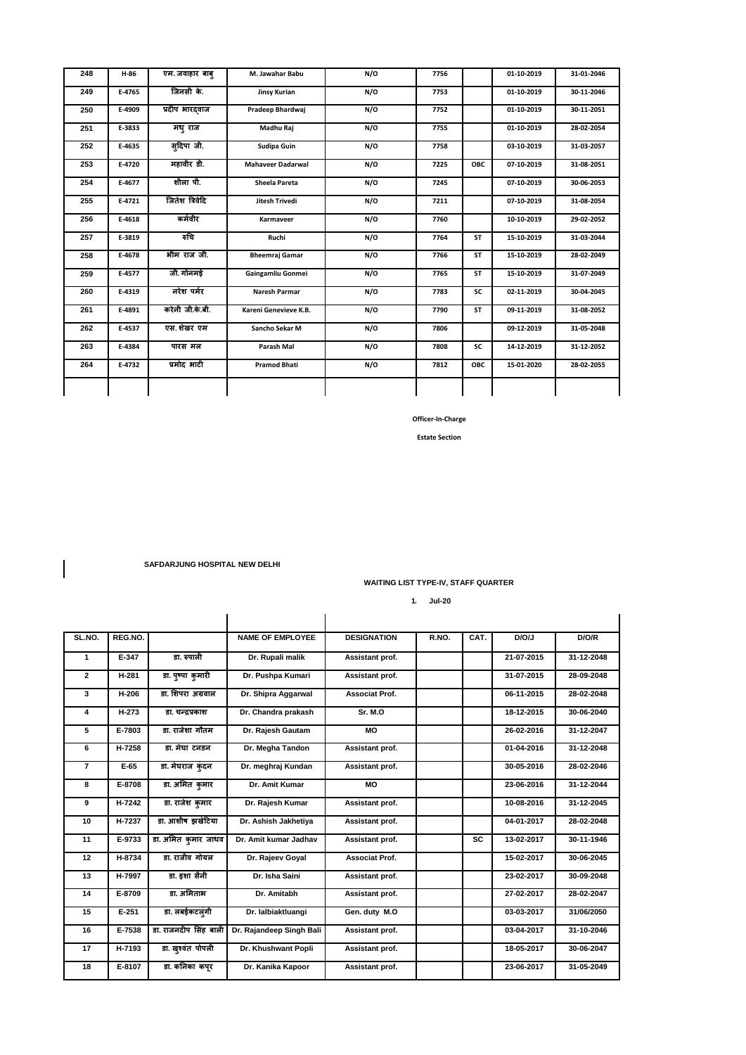| 248 | H-86 | एम. जवाहर बाबु | M. Jawahar Babu | N/O | 7756 | | 01-10-2019 | 31-01-2046 |
|---|---|---|---|---|---|---|---|---|
| 249 | E-4765 | जिनसी के. | Jinsy Kurian | N/O | 7753 | | 01-10-2019 | 30-11-2046 |
| 250 | E-4909 | प्रदीप भारद्वाज | Pradeep Bhardwaj | N/O | 7752 | | 01-10-2019 | 30-11-2051 |
| 251 | E-3833 | मधु राज | Madhu Raj | N/O | 7755 | | 01-10-2019 | 28-02-2054 |
| 252 | E-4635 | सुदिपा जी. | Sudipa Guin | N/O | 7758 | | 03-10-2019 | 31-03-2057 |
| 253 | E-4720 | महावीर डी. | Mahaveer Dadarwal | N/O | 7225 | OBC | 07-10-2019 | 31-08-2051 |
| 254 | E-4677 | शीला पी. | Sheela Pareta | N/O | 7245 | | 07-10-2019 | 30-06-2053 |
| 255 | E-4721 | जितेश त्रिवेदि | Jitesh Trivedi | N/O | 7211 | | 07-10-2019 | 31-08-2054 |
| 256 | E-4618 | कर्मवीर | Karmaveer | N/O | 7760 | | 10-10-2019 | 29-02-2052 |
| 257 | E-3819 | रुचि | Ruchi | N/O | 7764 | ST | 15-10-2019 | 31-03-2044 |
| 258 | E-4678 | भीम राज जी. | Bheemraj Gamar | N/O | 7766 | ST | 15-10-2019 | 28-02-2049 |
| 259 | E-4577 | जी. गोनमई | Gaingamliu Gonmei | N/O | 7765 | ST | 15-10-2019 | 31-07-2049 |
| 260 | E-4319 | नरेश पर्मर | Naresh Parmar | N/O | 7783 | SC | 02-11-2019 | 30-04-2045 |
| 261 | E-4891 | करेनी जी.के.बी. | Kareni Genevieve K.B. | N/O | 7790 | ST | 09-11-2019 | 31-08-2052 |
| 262 | E-4537 | एस. शेखर एम | Sancho Sekar M | N/O | 7806 | | 09-12-2019 | 31-05-2048 |
| 263 | E-4384 | पारस मल | Parash Mal | N/O | 7808 | SC | 14-12-2019 | 31-12-2052 |
| 264 | E-4732 | प्रमोद भाटी | Pramod Bhati | N/O | 7812 | OBC | 15-01-2020 | 28-02-2055 |

**Officer-In-Charge**

**Estate Section**

**SAFDARJUNG HOSPITAL NEW DELHI**

**WAITING LIST TYPE-IV, STAFF QUARTER**

**1 Jul-20**

| SL.NO. | REG.NO. | | NAME OF EMPLOYEE | DESIGNATION | R.NO. | CAT. | D/O/J | D/O/R |
|---|---|---|---|---|---|---|---|---|
| 1 | E-347 | डा. रुपाली | Dr. Rupali malik | Assistant prof. | | | 21-07-2015 | 31-12-2048 |
| 2 | H-281 | डा. पुष्पा कुमारी | Dr. Pushpa Kumari | Assistant prof. | | | 31-07-2015 | 28-09-2048 |
| 3 | H-206 | डा. शिपरा अग्रवाल | Dr. Shipra Aggarwal | Associat Prof. | | | 06-11-2015 | 28-02-2048 |
| 4 | H-273 | डा. चन्द्रप्रकाश | Dr. Chandra prakash | Sr. M.O | | | 18-12-2015 | 30-06-2040 |
| 5 | E-7803 | डा. राजेश गौतम | Dr. Rajesh Gautam | MO | | | 26-02-2016 | 31-12-2047 |
| 6 | H-7258 | डा. मेघा टनडन | Dr. Megha Tandon | Assistant prof. | | | 01-04-2016 | 31-12-2048 |
| 7 | E-65 | डा. मेघराज कुंदन | Dr. meghraj Kundan | Assistant prof. | | | 30-05-2016 | 28-02-2046 |
| 8 | E-8708 | डा. अमित कुमार | Dr. Amit Kumar | MO | | | 23-06-2016 | 31-12-2044 |
| 9 | H-7242 | डा. राजेश कुमार | Dr. Rajesh Kumar | Assistant prof. | | | 10-08-2016 | 31-12-2045 |
| 10 | H-7237 | डा. आशीष झखेटिया | Dr. Ashish Jakhetiya | Assistant prof. | | | 04-01-2017 | 28-02-2048 |
| 11 | E-9733 | डा. अमित कुमार जाधव | Dr. Amit kumar Jadhav | Assistant prof. | | SC | 13-02-2017 | 30-11-1946 |
| 12 | H-8734 | डा. राजीव गोयल | Dr. Rajeev Goyal | Associat Prof. | | | 15-02-2017 | 30-06-2045 |
| 13 | H-7997 | डा. इशा सैनी | Dr. Isha Saini | Assistant prof. | | | 23-02-2017 | 30-09-2048 |
| 14 | E-8709 | डा. अमिताभ | Dr. Amitabh | Assistant prof. | | | 27-02-2017 | 28-02-2047 |
| 15 | E-251 | डा. लबईकटलुंगी | Dr. lalbiaktluangi | Gen. duty M.O | | | 03-03-2017 | 31/06/2050 |
| 16 | E-7538 | डा. राजनदीप सिंह बाली | Dr. Rajandeep Singh Bali | Assistant prof. | | | 03-04-2017 | 31-10-2046 |
| 17 | H-7193 | डा. खुश्वंत पोपली | Dr. Khushwant Popli | Assistant prof. | | | 18-05-2017 | 30-06-2047 |
| 18 | E-8107 | डा. कनिका कपूर | Dr. Kanika Kapoor | Assistant prof. | | | 23-06-2017 | 31-05-2049 |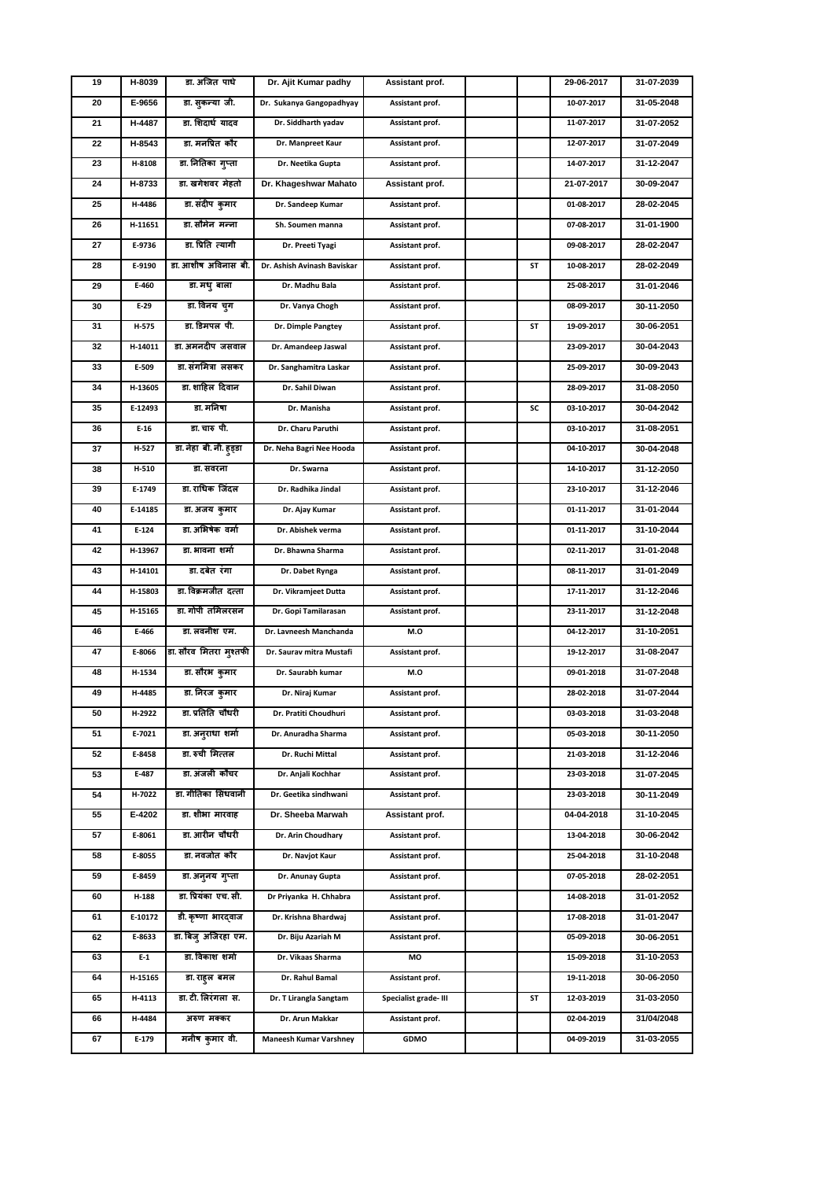| 19 | H-8039 | डा. अजित पाधे | Dr. Ajit Kumar padhy | Assistant prof. | | | 29-06-2017 | 31-07-2039 |
|---|---|---|---|---|---|---|---|---|
| 20 | E-9656 | डा. सुकन्या जी. | Dr. Sukanya Gangopadhyay | Assistant prof. | | | 10-07-2017 | 31-05-2048 |
| 21 | H-4487 | डा. शिदार्थ यादव | Dr. Siddharth yadav | Assistant prof. | | | 11-07-2017 | 31-07-2052 |
| 22 | H-8543 | डा. मनप्रित कौर | Dr. Manpreet Kaur | Assistant prof. | | | 12-07-2017 | 31-07-2049 |
| 23 | H-8108 | डा. नितिका गुप्ता | Dr. Neetika Gupta | Assistant prof. | | | 14-07-2017 | 31-12-2047 |
| 24 | H-8733 | डा. खगेशवर मेहतो | Dr. Khageshwar Mahato | Assistant prof. | | | 21-07-2017 | 30-09-2047 |
| 25 | H-4486 | डा. संदीप कुमार | Dr. Sandeep Kumar | Assistant prof. | | | 01-08-2017 | 28-02-2045 |
| 26 | H-11651 | डा. सौमेन मन्ना | Sh. Soumen manna | Assistant prof. | | | 07-08-2017 | 31-01-1900 |
| 27 | E-9736 | डा. प्रिति त्यागी | Dr. Preeti Tyagi | Assistant prof. | | | 09-08-2017 | 28-02-2047 |
| 28 | E-9190 | डा. आशीष अविनास बी. | Dr. Ashish Avinash Baviskar | Assistant prof. | | ST | 10-08-2017 | 28-02-2049 |
| 29 | E-460 | डा. मधु बाला | Dr. Madhu Bala | Assistant prof. | | | 25-08-2017 | 31-01-2046 |
| 30 | E-29 | डा. विनय चुग | Dr. Vanya Chogh | Assistant prof. | | | 08-09-2017 | 30-11-2050 |
| 31 | H-575 | डा. डिमपल पी. | Dr. Dimple Pangtey | Assistant prof. | | ST | 19-09-2017 | 30-06-2051 |
| 32 | H-14011 | डा. अमनदीप जसवाल | Dr. Amandeep Jaswal | Assistant prof. | | | 23-09-2017 | 30-04-2043 |
| 33 | E-509 | डा. संगमित्रा लसकर | Dr. Sanghamitra Laskar | Assistant prof. | | | 25-09-2017 | 30-09-2043 |
| 34 | H-13605 | डा. शाहिल दिवान | Dr. Sahil Diwan | Assistant prof. | | | 28-09-2017 | 31-08-2050 |
| 35 | E-12493 | डा. मनिषा | Dr. Manisha | Assistant prof. | | SC | 03-10-2017 | 30-04-2042 |
| 36 | E-16 | डा. चारु पी. | Dr. Charu Paruthi | Assistant prof. | | | 03-10-2017 | 31-08-2051 |
| 37 | H-527 | डा. नेहा बी. नी. हुड्डा | Dr. Neha Bagri Nee Hooda | Assistant prof. | | | 04-10-2017 | 30-04-2048 |
| 38 | H-510 | डा. सवरना | Dr. Swarna | Assistant prof. | | | 14-10-2017 | 31-12-2050 |
| 39 | E-1749 | डा. राधिक जिंदल | Dr. Radhika Jindal | Assistant prof. | | | 23-10-2017 | 31-12-2046 |
| 40 | E-14185 | डा. अजय कुमार | Dr. Ajay Kumar | Assistant prof. | | | 01-11-2017 | 31-01-2044 |
| 41 | E-124 | डा. अभिषेक वर्मा | Dr. Abishek verma | Assistant prof. | | | 01-11-2017 | 31-10-2044 |
| 42 | H-13967 | डा. भावना शर्मा | Dr. Bhawna Sharma | Assistant prof. | | | 02-11-2017 | 31-01-2048 |
| 43 | H-14101 | डा. दबेत रंगा | Dr. Dabet Rynga | Assistant prof. | | | 08-11-2017 | 31-01-2049 |
| 44 | H-15803 | डा. विक्रमजीत दत्ता | Dr. Vikramjeet Dutta | Assistant prof. | | | 17-11-2017 | 31-12-2046 |
| 45 | H-15165 | डा. गोपी तमिलरसन | Dr. Gopi Tamilarasan | Assistant prof. | | | 23-11-2017 | 31-12-2048 |
| 46 | E-466 | डा. लवनीश एम. | Dr. Lavneesh Manchanda | M.O | | | 04-12-2017 | 31-10-2051 |
| 47 | E-8066 | डा. सौरव मितरा मुश्तफी | Dr. Saurav mitra Mustafi | Assistant prof. | | | 19-12-2017 | 31-08-2047 |
| 48 | H-1534 | डा. सौरभ कुमार | Dr. Saurabh kumar | M.O | | | 09-01-2018 | 31-07-2048 |
| 49 | H-4485 | डा. निरज कुमार | Dr. Niraj Kumar | Assistant prof. | | | 28-02-2018 | 31-07-2044 |
| 50 | H-2922 | डा. प्रतिति चौधरी | Dr. Pratiti Choudhuri | Assistant prof. | | | 03-03-2018 | 31-03-2048 |
| 51 | E-7021 | डा. अनुराधा शर्मा | Dr. Anuradha Sharma | Assistant prof. | | | 05-03-2018 | 30-11-2050 |
| 52 | E-8458 | डा. रुची मित्तल | Dr. Ruchi Mittal | Assistant prof. | | | 21-03-2018 | 31-12-2046 |
| 53 | E-487 | डा. अजली कौचर | Dr. Anjali Kochhar | Assistant prof. | | | 23-03-2018 | 31-07-2045 |
| 54 | H-7022 | डा. गीतिका सिंधवानी | Dr. Geetika sindhwani | Assistant prof. | | | 23-03-2018 | 30-11-2049 |
| 55 | E-4202 | डा. शीभा मारवाह | Dr. Sheeba Marwah | Assistant prof. | | | 04-04-2018 | 31-10-2045 |
| 57 | E-8061 | डा. आरीन चौधरी | Dr. Arin Choudhary | Assistant prof. | | | 13-04-2018 | 30-06-2042 |
| 58 | E-8055 | डा. नवजोत कौर | Dr. Navjot Kaur | Assistant prof. | | | 25-04-2018 | 31-10-2048 |
| 59 | E-8459 | डा. अनुनय गुप्ता | Dr. Anunay Gupta | Assistant prof. | | | 07-05-2018 | 28-02-2051 |
| 60 | H-188 | डा. प्रियंका एच. सी. | Dr Priyanka H. Chhabra | Assistant prof. | | | 14-08-2018 | 31-01-2052 |
| 61 | E-10172 | डी. कृष्णा भारद्वाज | Dr. Krishna Bhardwaj | Assistant prof. | | | 17-08-2018 | 31-01-2047 |
| 62 | E-8633 | डा. बिजु अजिरहा एम. | Dr. Biju Azariah M | Assistant prof. | | | 05-09-2018 | 30-06-2051 |
| 63 | E-1 | डा. विकाश शर्मा | Dr. Vikaas Sharma | MO | | | 15-09-2018 | 31-10-2053 |
| 64 | H-15165 | डा. राहुल बमल | Dr. Rahul Bamal | Assistant prof. | | | 19-11-2018 | 30-06-2050 |
| 65 | H-4113 | डा. टी. लिरंगला स. | Dr. T Lirangla Sangtam | Specialist grade- III | | ST | 12-03-2019 | 31-03-2050 |
| 66 | H-4484 | अरुण मक्कर | Dr. Arun Makkar | Assistant prof. | | | 02-04-2019 | 31/04/2048 |
| 67 | E-179 | मनीष कुमार वी. | Maneesh Kumar Varshney | GDMO | | | 04-09-2019 | 31-03-2055 |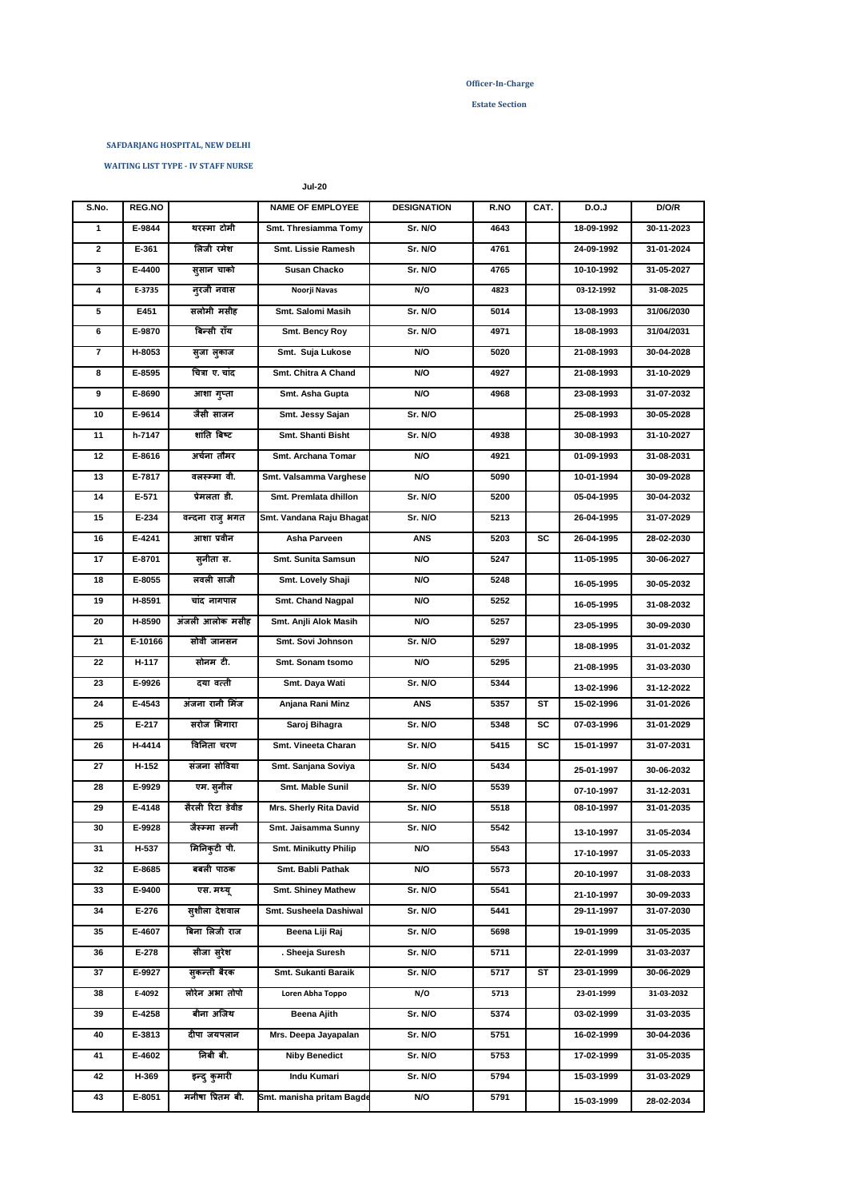Officer-In-Charge

Estate Section

SAFDARJANG HOSPITAL, NEW DELHI

WAITING LIST TYPE - IV STAFF NURSE

Jul-20

| S.No. | REG.NO | | NAME OF EMPLOYEE | DESIGNATION | R.NO | CAT. | D.O.J | D/O/R |
|---|---|---|---|---|---|---|---|---|
| 1 | E-9844 | थरस्मा टोमी | Smt. Thresiamma Tomy | Sr. N/O | 4643 | | 18-09-1992 | 30-11-2023 |
| 2 | E-361 | लिजी रमेश | Smt. Lissie Ramesh | Sr. N/O | 4761 | | 24-09-1992 | 31-01-2024 |
| 3 | E-4400 | सुसान चाको | Susan Chacko | Sr. N/O | 4765 | | 10-10-1992 | 31-05-2027 |
| 4 | E-3735 | नुरजी नवास | Noorji Navas | N/O | 4823 | | 03-12-1992 | 31-08-2025 |
| 5 | E451 | सलोमी मसीह | Smt. Salomi Masih | Sr. N/O | 5014 | | 13-08-1993 | 31/06/2030 |
| 6 | E-9870 | बिन्सी रॉय | Smt. Bency Roy | Sr. N/O | 4971 | | 18-08-1993 | 31/04/2031 |
| 7 | H-8053 | सुजा लुकाज | Smt. Suja Lukose | N/O | 5020 | | 21-08-1993 | 30-04-2028 |
| 8 | E-8595 | चित्रा ए. चांद | Smt. Chitra A Chand | N/O | 4927 | | 21-08-1993 | 31-10-2029 |
| 9 | E-8690 | आशा गुप्ता | Smt. Asha Gupta | N/O | 4968 | | 23-08-1993 | 31-07-2032 |
| 10 | E-9614 | जैसी साजन | Smt. Jessy Sajan | Sr. N/O | | | 25-08-1993 | 30-05-2028 |
| 11 | h-7147 | शांति बिष्ट | Smt. Shanti Bisht | Sr. N/O | 4938 | | 30-08-1993 | 31-10-2027 |
| 12 | E-8616 | अर्चना तोमर | Smt. Archana Tomar | N/O | 4921 | | 01-09-1993 | 31-08-2031 |
| 13 | E-7817 | वलसम्मा वी. | Smt. Valsamma Varghese | N/O | 5090 | | 10-01-1994 | 30-09-2028 |
| 14 | E-571 | प्रेमलता डी. | Smt. Premlata dhillon | Sr. N/O | 5200 | | 05-04-1995 | 30-04-2032 |
| 15 | E-234 | वन्दना राजु भगत | Smt. Vandana Raju Bhagat | Sr. N/O | 5213 | | 26-04-1995 | 31-07-2029 |
| 16 | E-4241 | आशा प्रवीन | Asha Parveen | ANS | 5203 | SC | 26-04-1995 | 28-02-2030 |
| 17 | E-8701 | सुनीता स. | Smt. Sunita Samsun | N/O | 5247 | | 11-05-1995 | 30-06-2027 |
| 18 | E-8055 | लवली साजी | Smt. Lovely Shaji | N/O | 5248 | | 16-05-1995 | 30-05-2032 |
| 19 | H-8591 | चांद नागपाल | Smt. Chand Nagpal | N/O | 5252 | | 16-05-1995 | 31-08-2032 |
| 20 | H-8590 | अंजली आलोक मसीह | Smt. Anjli Alok Masih | N/O | 5257 | | 23-05-1995 | 30-09-2030 |
| 21 | E-10166 | सोवी जानसन | Smt. Sovi Johnson | Sr. N/O | 5297 | | 18-08-1995 | 31-01-2032 |
| 22 | H-117 | सोनम टी. | Smt. Sonam tsomo | N/O | 5295 | | 21-08-1995 | 31-03-2030 |
| 23 | E-9926 | दया वत्ती | Smt. Daya Wati | Sr. N/O | 5344 | | 13-02-1996 | 31-12-2022 |
| 24 | E-4543 | अंजना रानी मिंज | Anjana Rani Minz | ANS | 5357 | ST | 15-02-1996 | 31-01-2026 |
| 25 | E-217 | सरोज भिगारा | Saroj Bihagra | Sr. N/O | 5348 | SC | 07-03-1996 | 31-01-2029 |
| 26 | H-4414 | विनिता चरण | Smt. Vineeta Charan | Sr. N/O | 5415 | SC | 15-01-1997 | 31-07-2031 |
| 27 | H-152 | संजना सोविया | Smt. Sanjana Soviya | Sr. N/O | 5434 | | 25-01-1997 | 30-06-2032 |
| 28 | E-9929 | एम. सुनील | Smt. Mable Sunil | Sr. N/O | 5539 | | 07-10-1997 | 31-12-2031 |
| 29 | E-4148 | सैरली रिटा डेवीड | Mrs. Sherly Rita David | Sr. N/O | 5518 | | 08-10-1997 | 31-01-2035 |
| 30 | E-9928 | जैस्म्मा सन्नी | Smt. Jaisamma Sunny | Sr. N/O | 5542 | | 13-10-1997 | 31-05-2034 |
| 31 | H-537 | मिनिकुटी पी. | Smt. Minikutty Philip | N/O | 5543 | | 17-10-1997 | 31-05-2033 |
| 32 | E-8685 | बबली पाठक | Smt. Babli Pathak | N/O | 5573 | | 20-10-1997 | 31-08-2033 |
| 33 | E-9400 | एस. मथ्यू | Smt. Shiney Mathew | Sr. N/O | 5541 | | 21-10-1997 | 30-09-2033 |
| 34 | E-276 | सुशीला देशवाल | Smt. Susheela Dashiwal | Sr. N/O | 5441 | | 29-11-1997 | 31-07-2030 |
| 35 | E-4607 | बिना लिजी राज | Beena Liji Raj | Sr. N/O | 5698 | | 19-01-1999 | 31-05-2035 |
| 36 | E-278 | सीजा सुरेश | . Sheeja Suresh | Sr. N/O | 5711 | | 22-01-1999 | 31-03-2037 |
| 37 | E-9927 | सुकन्ती बैरक | Smt. Sukanti Baraik | Sr. N/O | 5717 | ST | 23-01-1999 | 30-06-2029 |
| 38 | E-4092 | लोरेन अभा तोपो | Loren Abha Toppo | N/O | 5713 | | 23-01-1999 | 31-03-2032 |
| 39 | E-4258 | बीना अजिथ | Beena Ajith | Sr. N/O | 5374 | | 03-02-1999 | 31-03-2035 |
| 40 | E-3813 | दीपा जयपलान | Mrs. Deepa Jayapalan | Sr. N/O | 5751 | | 16-02-1999 | 30-04-2036 |
| 41 | E-4602 | निबी बी. | Niby Benedict | Sr. N/O | 5753 | | 17-02-1999 | 31-05-2035 |
| 42 | H-369 | इन्दु कुमारी | Indu Kumari | Sr. N/O | 5794 | | 15-03-1999 | 31-03-2029 |
| 43 | E-8051 | मनीषा प्रितम बी. | Smt. manisha pritam Bagde | N/O | 5791 | | 15-03-1999 | 28-02-2034 |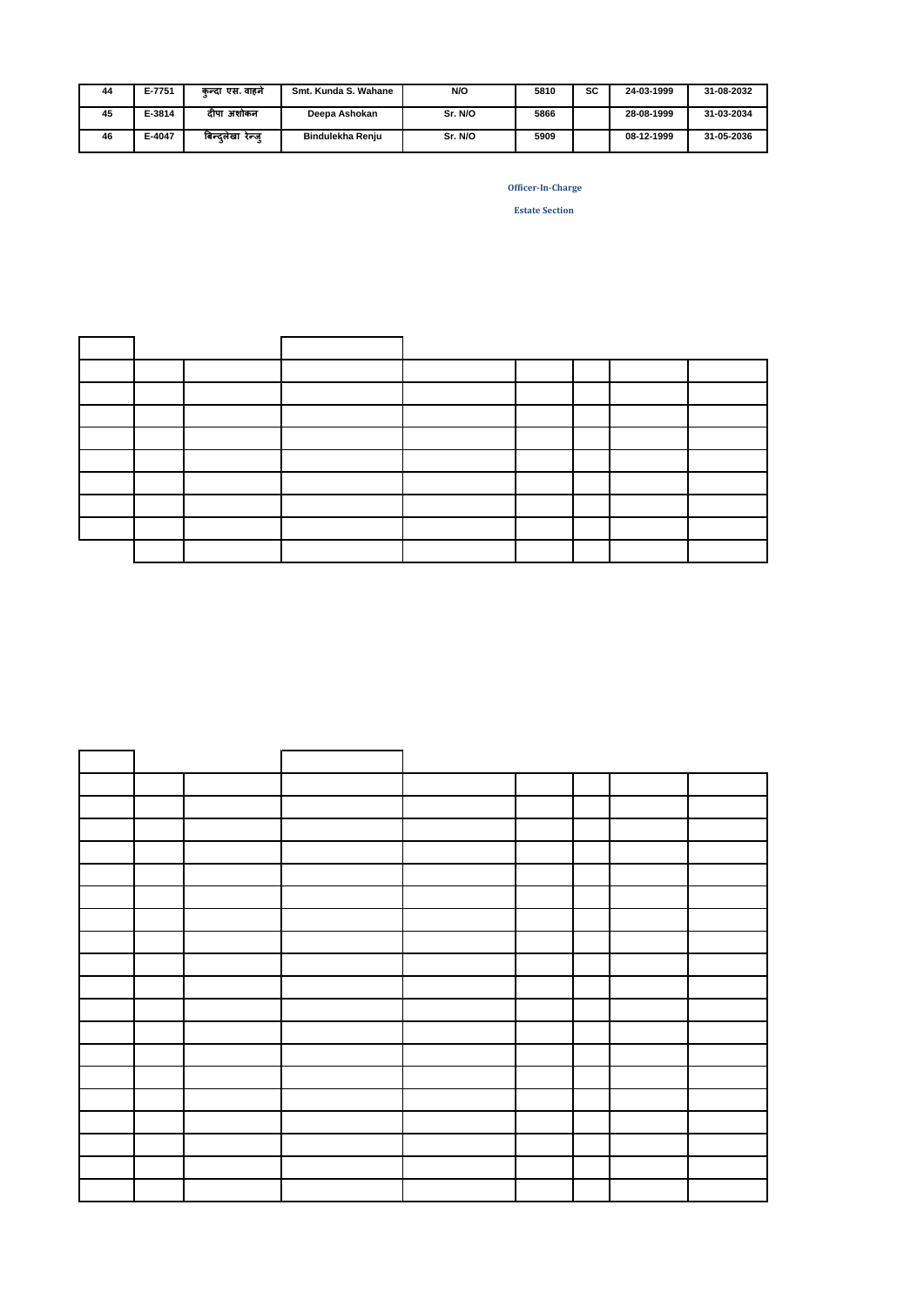| | | | | | | | | |
|---|---|---|---|---|---|---|---|---|
| 44 | E-7751 | कुन्दा एस. वाहने | Smt. Kunda S. Wahane | N/O | 5810 | SC | 24-03-1999 | 31-08-2032 |
| 45 | E-3814 | दीपा अशोकन | Deepa Ashokan | Sr. N/O | 5866 | | 28-08-1999 | 31-03-2034 |
| 46 | E-4047 | बिन्दुलेखा रेन्जु | Bindulekha Renju | Sr. N/O | 5909 | | 08-12-1999 | 31-05-2036 |

**Officer-In-Charge**

**Estate Section**